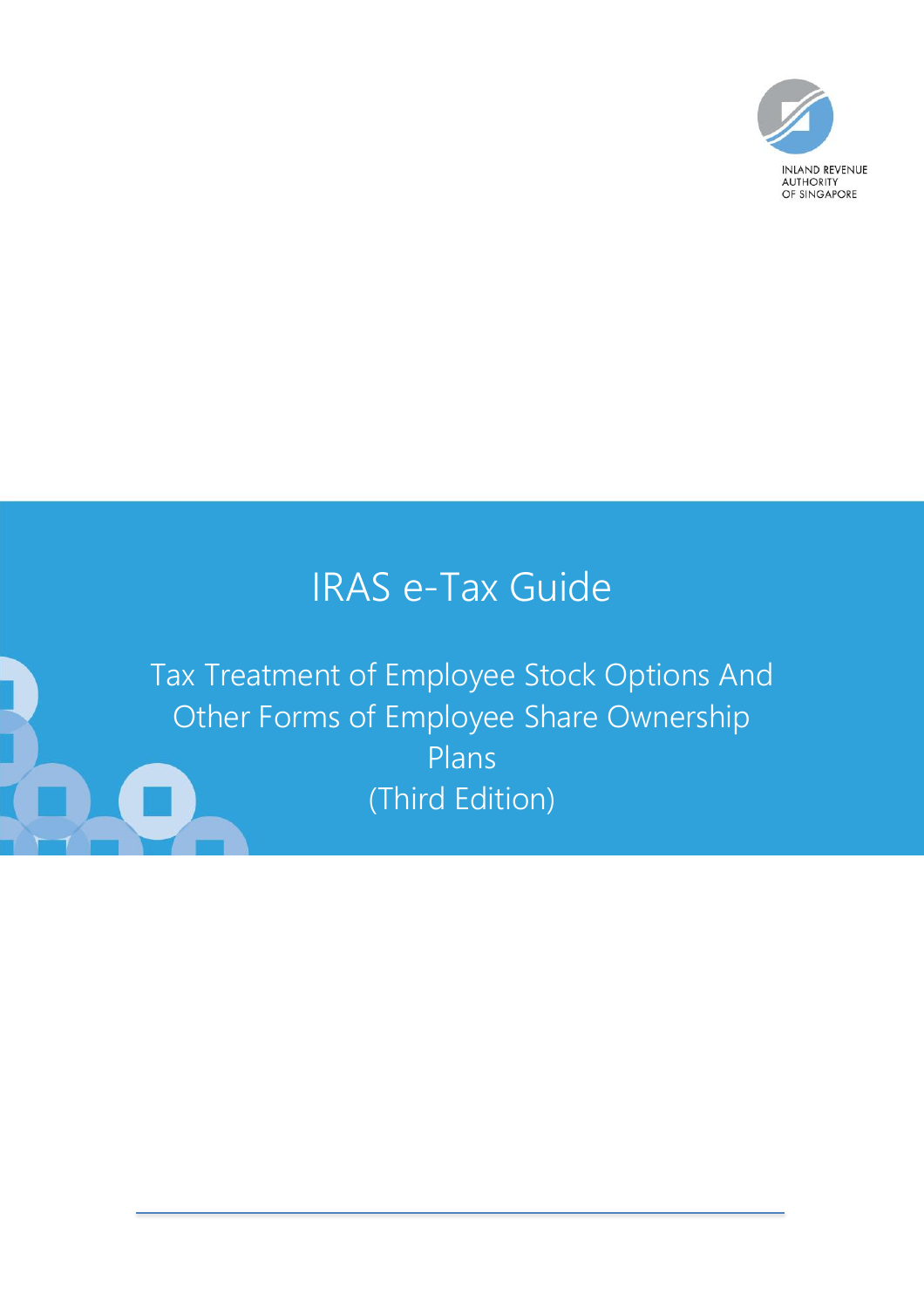INLAND REVENUE AUTHORITY OF SINGAPORE

# IRAS e-Tax Guide

## Tax Treatment of Employee Stock Options And Other Forms of Employee Share Ownership Plans (Third Edition)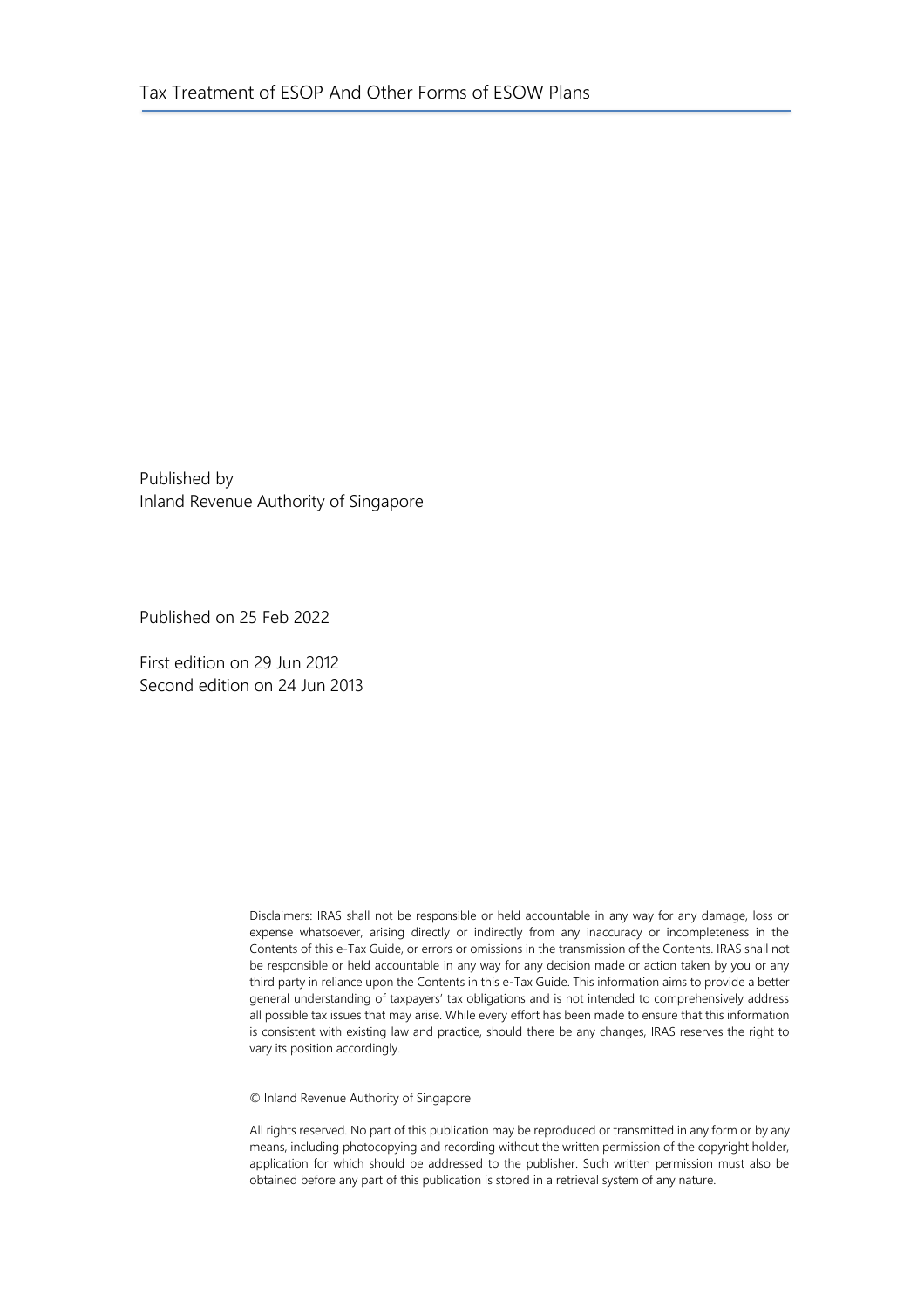Published by
Inland Revenue Authority of Singapore

Published on 25 Feb 2022

First edition on 29 Jun 2012
Second edition on 24 Jun 2013

Disclaimers: IRAS shall not be responsible or held accountable in any way for any damage, loss or expense whatsoever, arising directly or indirectly from any inaccuracy or incompleteness in the Contents of this e-Tax Guide, or errors or omissions in the transmission of the Contents. IRAS shall not be responsible or held accountable in any way for any decision made or action taken by you or any third party in reliance upon the Contents in this e-Tax Guide. This information aims to provide a better general understanding of taxpayers' tax obligations and is not intended to comprehensively address all possible tax issues that may arise. While every effort has been made to ensure that this information is consistent with existing law and practice, should there be any changes, IRAS reserves the right to vary its position accordingly.

© Inland Revenue Authority of Singapore

All rights reserved. No part of this publication may be reproduced or transmitted in any form or by any means, including photocopying and recording without the written permission of the copyright holder, application for which should be addressed to the publisher. Such written permission must also be obtained before any part of this publication is stored in a retrieval system of any nature.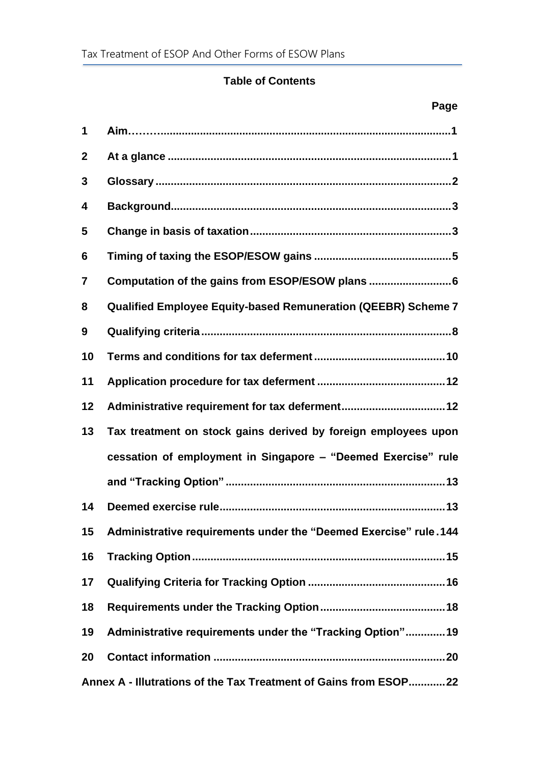**Table of Contents**

| | | Page |
|---|---|---|
| 1 | Aim | 1 |
| 2 | At a glance | 1 |
| 3 | Glossary | 2 |
| 4 | Background | 3 |
| 5 | Change in basis of taxation | 3 |
| 6 | Timing of taxing the ESOP/ESOW gains | 5 |
| 7 | Computation of the gains from ESOP/ESOW plans | 6 |
| 8 | Qualified Employee Equity-based Remuneration (QEEBR) Scheme | 7 |
| 9 | Qualifying criteria | 8 |
| 10 | Terms and conditions for tax deferment | 10 |
| 11 | Application procedure for tax deferment | 12 |
| 12 | Administrative requirement for tax deferment | 12 |
| 13 | Tax treatment on stock gains derived by foreign employees upon cessation of employment in Singapore – "Deemed Exercise" rule and "Tracking Option" | 13 |
| 14 | Deemed exercise rule | 13 |
| 15 | Administrative requirements under the "Deemed Exercise" rule | 144 |
| 16 | Tracking Option | 15 |
| 17 | Qualifying Criteria for Tracking Option | 16 |
| 18 | Requirements under the Tracking Option | 18 |
| 19 | Administrative requirements under the "Tracking Option" | 19 |
| 20 | Contact information | 20 |
| Annex A - Illutrations of the Tax Treatment of Gains from ESOP | | 22 |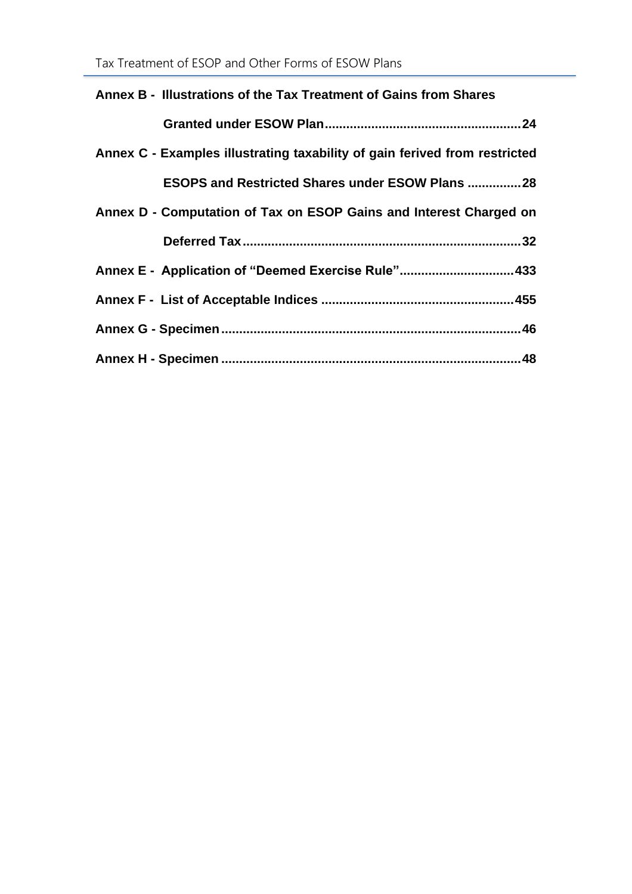**Annex B - Illustrations of the Tax Treatment of Gains from Shares Granted under ESOW Plan....................................................24**

**Annex C - Examples illustrating taxability of gain ferived from restricted ESOPS and Restricted Shares under ESOW Plans ...............28**

**Annex D - Computation of Tax on ESOP Gains and Interest Charged on Deferred Tax..............................................................................32**

**Annex E - Application of "Deemed Exercise Rule"................................433**

**Annex F - List of Acceptable Indices ......................................................455**

**Annex G - Specimen....................................................................................46**

**Annex H - Specimen ...................................................................................48**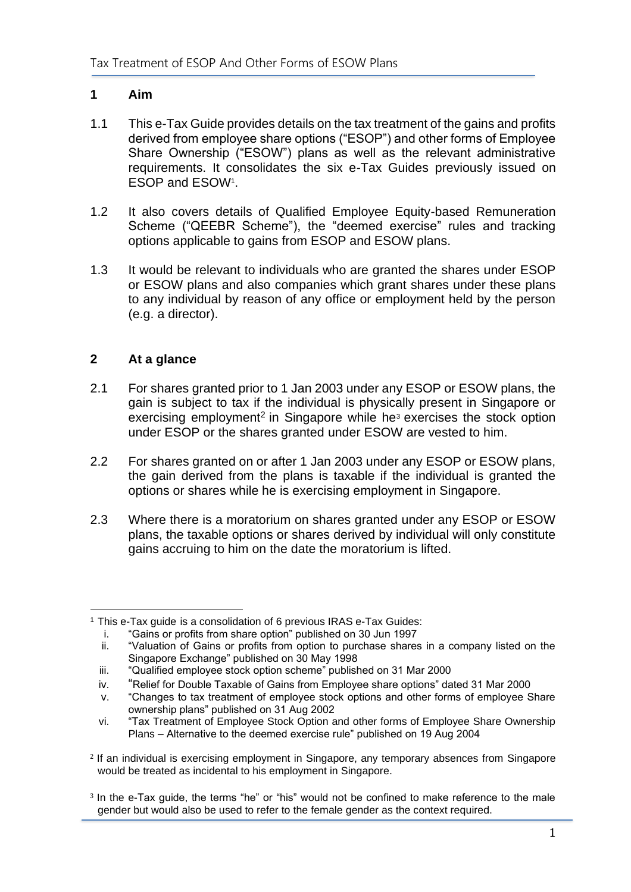## 1 Aim

1.1 This e-Tax Guide provides details on the tax treatment of the gains and profits derived from employee share options ("ESOP") and other forms of Employee Share Ownership ("ESOW") plans as well as the relevant administrative requirements. It consolidates the six e-Tax Guides previously issued on ESOP and ESOW[1].

1.2 It also covers details of Qualified Employee Equity-based Remuneration Scheme ("QEEBR Scheme"), the "deemed exercise" rules and tracking options applicable to gains from ESOP and ESOW plans.

1.3 It would be relevant to individuals who are granted the shares under ESOP or ESOW plans and also companies which grant shares under these plans to any individual by reason of any office or employment held by the person (e.g. a director).

## 2 At a glance

2.1 For shares granted prior to 1 Jan 2003 under any ESOP or ESOW plans, the gain is subject to tax if the individual is physically present in Singapore or exercising employment[2] in Singapore while he[3] exercises the stock option under ESOP or the shares granted under ESOW are vested to him.

2.2 For shares granted on or after 1 Jan 2003 under any ESOP or ESOW plans, the gain derived from the plans is taxable if the individual is granted the options or shares while he is exercising employment in Singapore.

2.3 Where there is a moratorium on shares granted under any ESOP or ESOW plans, the taxable options or shares derived by individual will only constitute gains accruing to him on the date the moratorium is lifted.

---

[1] This e-Tax guide is a consolidation of 6 previous IRAS e-Tax Guides:

i. "Gains or profits from share option" published on 30 Jun 1997
ii. "Valuation of Gains or profits from option to purchase shares in a company listed on the Singapore Exchange" published on 30 May 1998
iii. "Qualified employee stock option scheme" published on 31 Mar 2000
iv. "Relief for Double Taxable of Gains from Employee share options" dated 31 Mar 2000
v. "Changes to tax treatment of employee stock options and other forms of employee Share ownership plans" published on 31 Aug 2002
vi. "Tax Treatment of Employee Stock Option and other forms of Employee Share Ownership Plans – Alternative to the deemed exercise rule" published on 19 Aug 2004

[2] If an individual is exercising employment in Singapore, any temporary absences from Singapore would be treated as incidental to his employment in Singapore.

[3] In the e-Tax guide, the terms "he" or "his" would not be confined to make reference to the male gender but would also be used to refer to the female gender as the context required.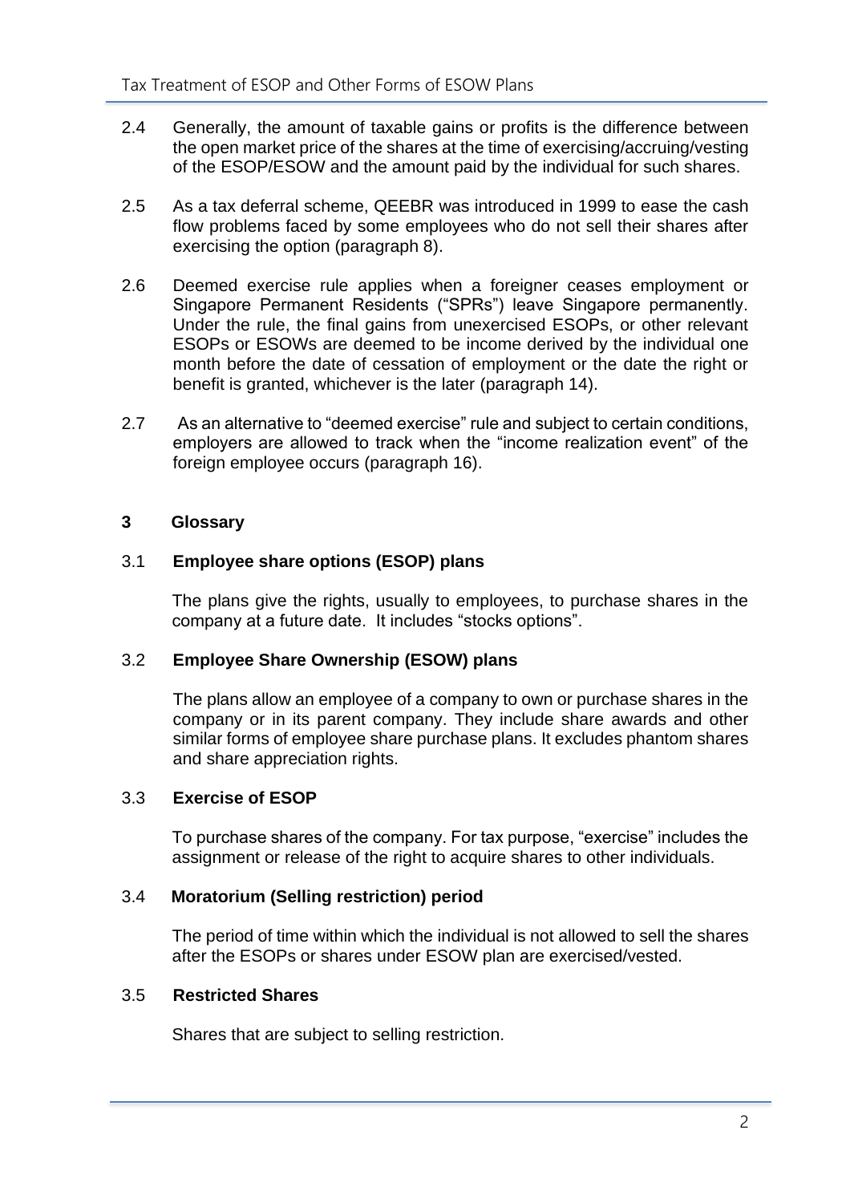2.4 Generally, the amount of taxable gains or profits is the difference between the open market price of the shares at the time of exercising/accruing/vesting of the ESOP/ESOW and the amount paid by the individual for such shares.

2.5 As a tax deferral scheme, QEEBR was introduced in 1999 to ease the cash flow problems faced by some employees who do not sell their shares after exercising the option (paragraph 8).

2.6 Deemed exercise rule applies when a foreigner ceases employment or Singapore Permanent Residents ("SPRs") leave Singapore permanently. Under the rule, the final gains from unexercised ESOPs, or other relevant ESOPs or ESOWs are deemed to be income derived by the individual one month before the date of cessation of employment or the date the right or benefit is granted, whichever is the later (paragraph 14).

2.7 As an alternative to "deemed exercise" rule and subject to certain conditions, employers are allowed to track when the "income realization event" of the foreign employee occurs (paragraph 16).

## 3 Glossary

### 3.1 Employee share options (ESOP) plans

The plans give the rights, usually to employees, to purchase shares in the company at a future date. It includes "stocks options".

### 3.2 Employee Share Ownership (ESOW) plans

The plans allow an employee of a company to own or purchase shares in the company or in its parent company. They include share awards and other similar forms of employee share purchase plans. It excludes phantom shares and share appreciation rights.

### 3.3 Exercise of ESOP

To purchase shares of the company. For tax purpose, "exercise" includes the assignment or release of the right to acquire shares to other individuals.

### 3.4 Moratorium (Selling restriction) period

The period of time within which the individual is not allowed to sell the shares after the ESOPs or shares under ESOW plan are exercised/vested.

### 3.5 Restricted Shares

Shares that are subject to selling restriction.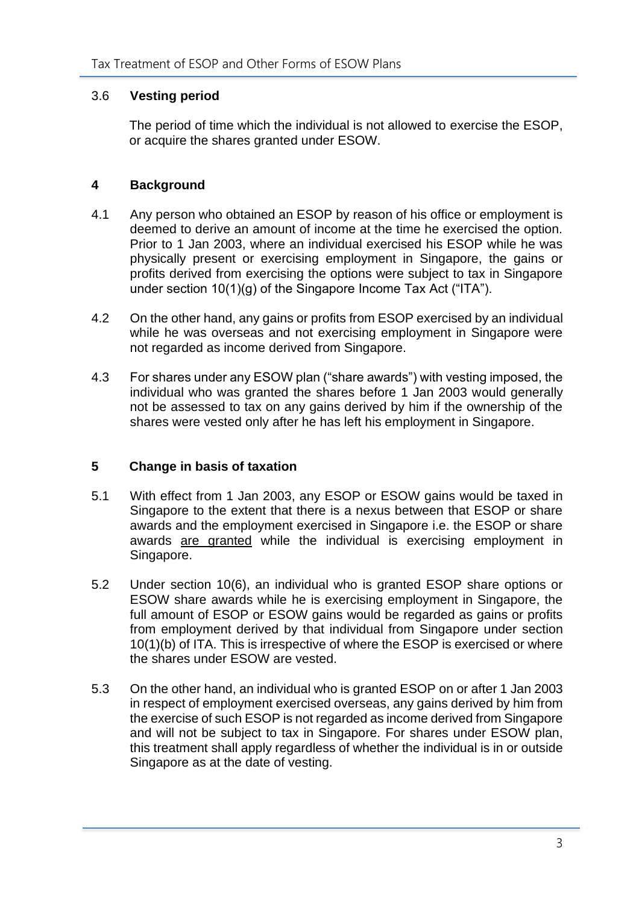### 3.6 **Vesting period**

The period of time which the individual is not allowed to exercise the ESOP, or acquire the shares granted under ESOW.

## 4 **Background**

4.1 Any person who obtained an ESOP by reason of his office or employment is deemed to derive an amount of income at the time he exercised the option. Prior to 1 Jan 2003, where an individual exercised his ESOP while he was physically present or exercising employment in Singapore, the gains or profits derived from exercising the options were subject to tax in Singapore under section 10(1)(g) of the Singapore Income Tax Act ("ITA").

4.2 On the other hand, any gains or profits from ESOP exercised by an individual while he was overseas and not exercising employment in Singapore were not regarded as income derived from Singapore.

4.3 For shares under any ESOW plan ("share awards") with vesting imposed, the individual who was granted the shares before 1 Jan 2003 would generally not be assessed to tax on any gains derived by him if the ownership of the shares were vested only after he has left his employment in Singapore.

## 5 **Change in basis of taxation**

5.1 With effect from 1 Jan 2003, any ESOP or ESOW gains would be taxed in Singapore to the extent that there is a nexus between that ESOP or share awards and the employment exercised in Singapore i.e. the ESOP or share awards <u>are granted</u> while the individual is exercising employment in Singapore.

5.2 Under section 10(6), an individual who is granted ESOP share options or ESOW share awards while he is exercising employment in Singapore, the full amount of ESOP or ESOW gains would be regarded as gains or profits from employment derived by that individual from Singapore under section 10(1)(b) of ITA. This is irrespective of where the ESOP is exercised or where the shares under ESOW are vested.

5.3 On the other hand, an individual who is granted ESOP on or after 1 Jan 2003 in respect of employment exercised overseas, any gains derived by him from the exercise of such ESOP is not regarded as income derived from Singapore and will not be subject to tax in Singapore. For shares under ESOW plan, this treatment shall apply regardless of whether the individual is in or outside Singapore as at the date of vesting.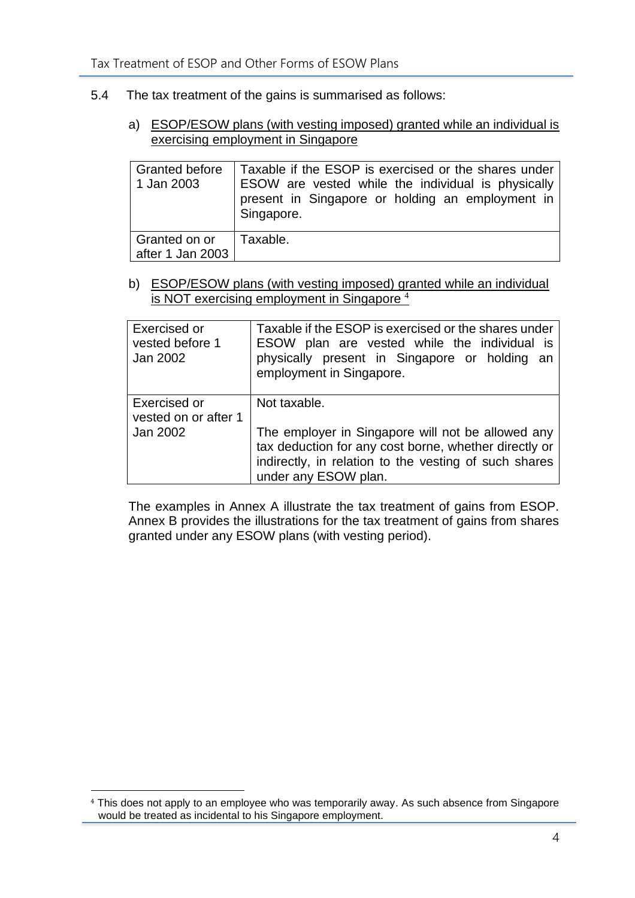5.4 The tax treatment of the gains is summarised as follows:

a) ESOP/ESOW plans (with vesting imposed) granted while an individual is exercising employment in Singapore

| | |
|---|---|
| Granted before 1 Jan 2003 | Taxable if the ESOP is exercised or the shares under ESOW are vested while the individual is physically present in Singapore or holding an employment in Singapore. |
| Granted on or after 1 Jan 2003 | Taxable. |

b) ESOP/ESOW plans (with vesting imposed) granted while an individual is NOT exercising employment in Singapore [4]

| | |
|---|---|
| Exercised or vested before 1 Jan 2002 | Taxable if the ESOP is exercised or the shares under ESOW plan are vested while the individual is physically present in Singapore or holding an employment in Singapore. |
| Exercised or vested on or after 1 Jan 2002 | Not taxable.<br><br>The employer in Singapore will not be allowed any tax deduction for any cost borne, whether directly or indirectly, in relation to the vesting of such shares under any ESOW plan. |

The examples in Annex A illustrate the tax treatment of gains from ESOP. Annex B provides the illustrations for the tax treatment of gains from shares granted under any ESOW plans (with vesting period).

[4] This does not apply to an employee who was temporarily away. As such absence from Singapore would be treated as incidental to his Singapore employment.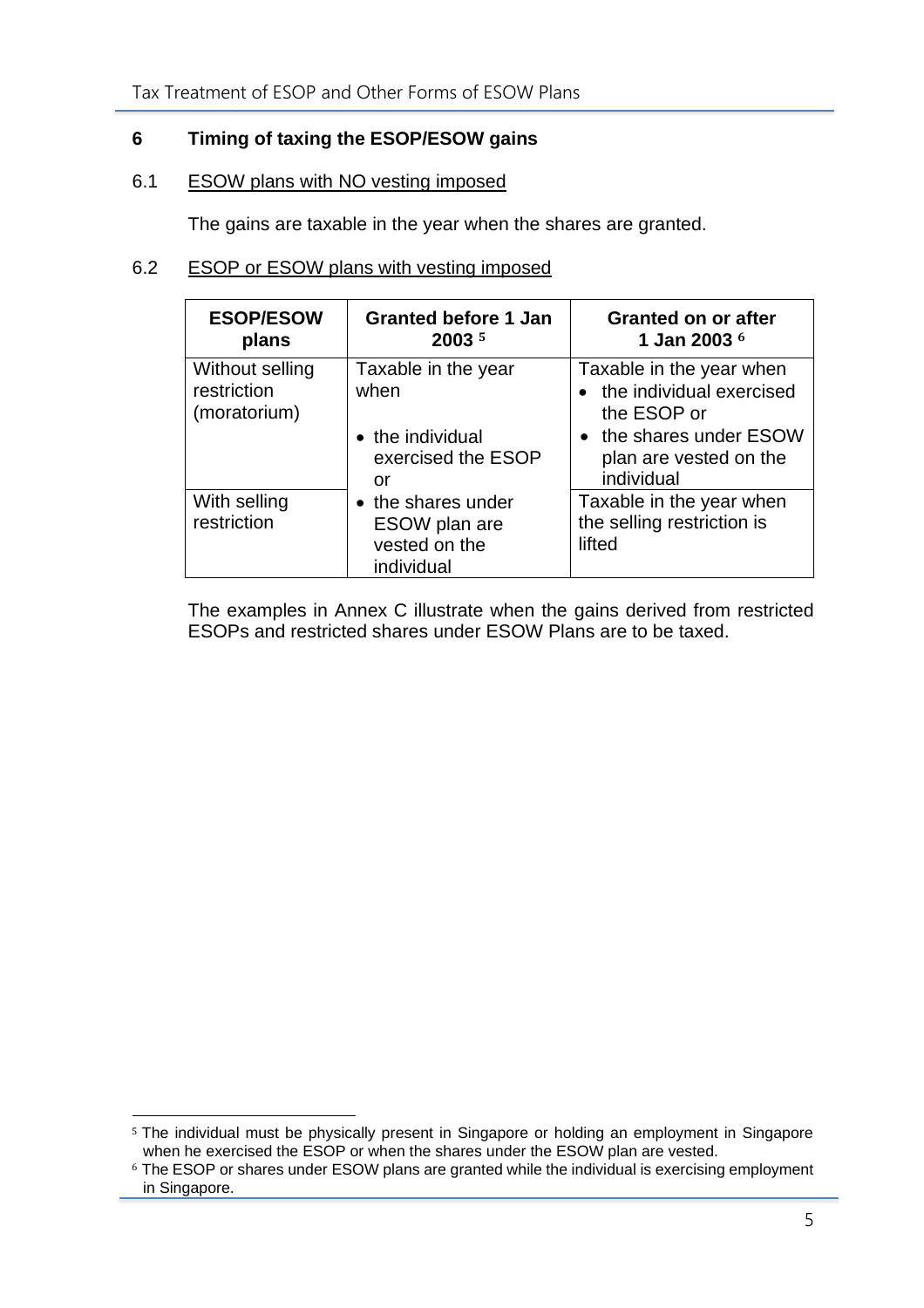## 6 Timing of taxing the ESOP/ESOW gains

### 6.1 ESOW plans with NO vesting imposed

The gains are taxable in the year when the shares are granted.

### 6.2 ESOP or ESOW plans with vesting imposed

| ESOP/ESOW plans | Granted before 1 Jan 2003 [5] | Granted on or after 1 Jan 2003 [6] |
|---|---|---|
| Without selling restriction (moratorium) | Taxable in the year when<br>• the individual exercised the ESOP or<br>• the shares under ESOW plan are vested on the individual | Taxable in the year when<br>• the individual exercised the ESOP or<br>• the shares under ESOW plan are vested on the individual |
| With selling restriction | | Taxable in the year when the selling restriction is lifted |

The examples in Annex C illustrate when the gains derived from restricted ESOPs and restricted shares under ESOW Plans are to be taxed.

---

[5] The individual must be physically present in Singapore or holding an employment in Singapore when he exercised the ESOP or when the shares under the ESOW plan are vested.

[6] The ESOP or shares under ESOW plans are granted while the individual is exercising employment in Singapore.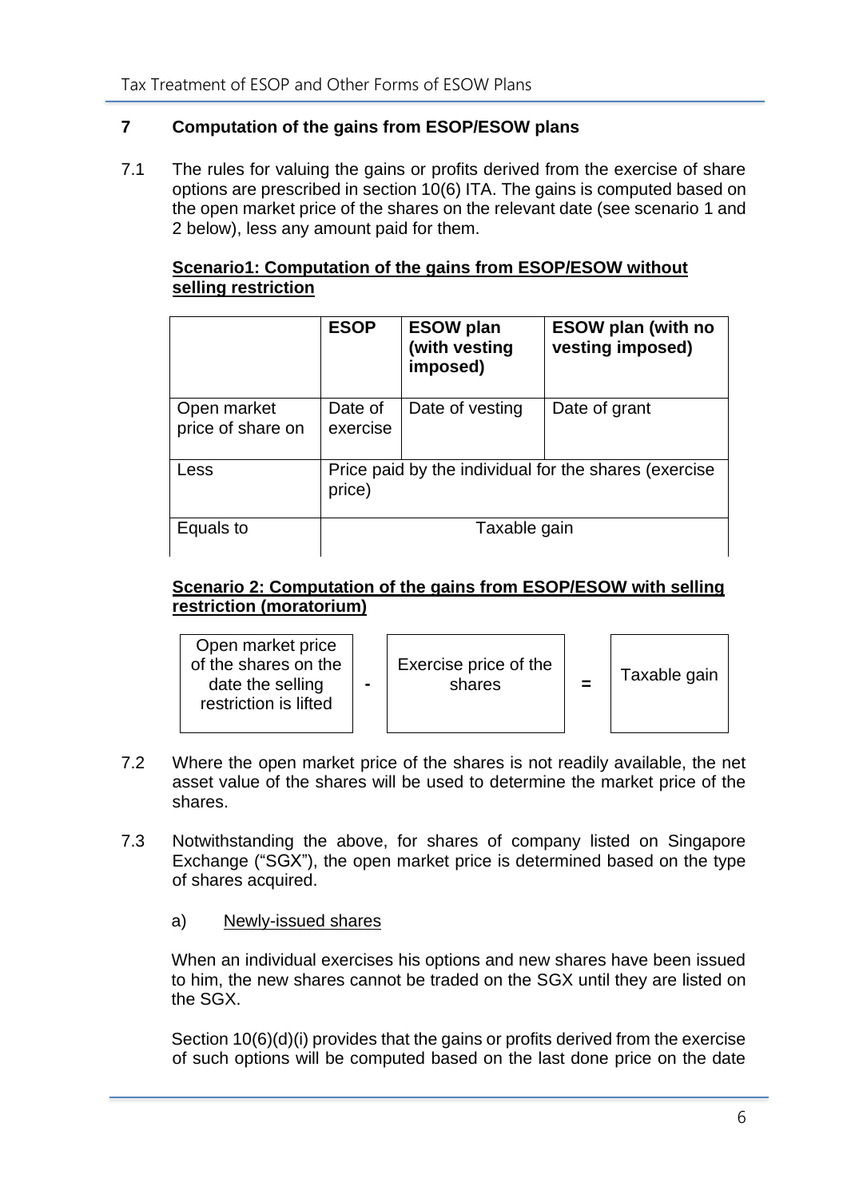## 7 Computation of the gains from ESOP/ESOW plans

7.1 The rules for valuing the gains or profits derived from the exercise of share options are prescribed in section 10(6) ITA. The gains is computed based on the open market price of the shares on the relevant date (see scenario 1 and 2 below), less any amount paid for them.

**Scenario1: Computation of the gains from ESOP/ESOW without selling restriction**

| | **ESOP** | **ESOW plan (with vesting imposed)** | **ESOW plan (with no vesting imposed)** |
|---|---|---|---|
| Open market price of share on | Date of exercise | Date of vesting | Date of grant |
| Less | Price paid by the individual for the shares (exercise price) | | |
| Equals to | Taxable gain | | |

**Scenario 2: Computation of the gains from ESOP/ESOW with selling restriction (moratorium)**

| Open market price of the shares on the date the selling restriction is lifted | - | Exercise price of the shares | = | Taxable gain |
|---|---|---|---|---|

7.2 Where the open market price of the shares is not readily available, the net asset value of the shares will be used to determine the market price of the shares.

7.3 Notwithstanding the above, for shares of company listed on Singapore Exchange ("SGX"), the open market price is determined based on the type of shares acquired.

a) Newly-issued shares

When an individual exercises his options and new shares have been issued to him, the new shares cannot be traded on the SGX until they are listed on the SGX.

Section 10(6)(d)(i) provides that the gains or profits derived from the exercise of such options will be computed based on the last done price on the date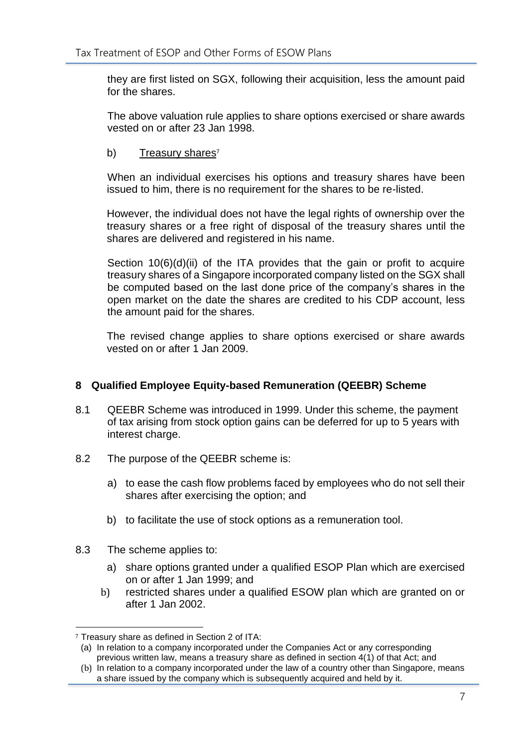they are first listed on SGX, following their acquisition, less the amount paid for the shares.

The above valuation rule applies to share options exercised or share awards vested on or after 23 Jan 1998.

b) Treasury shares[7]

When an individual exercises his options and treasury shares have been issued to him, there is no requirement for the shares to be re-listed.

However, the individual does not have the legal rights of ownership over the treasury shares or a free right of disposal of the treasury shares until the shares are delivered and registered in his name.

Section 10(6)(d)(ii) of the ITA provides that the gain or profit to acquire treasury shares of a Singapore incorporated company listed on the SGX shall be computed based on the last done price of the company's shares in the open market on the date the shares are credited to his CDP account, less the amount paid for the shares.

The revised change applies to share options exercised or share awards vested on or after 1 Jan 2009.

## 8 Qualified Employee Equity-based Remuneration (QEEBR) Scheme

8.1 QEEBR Scheme was introduced in 1999. Under this scheme, the payment of tax arising from stock option gains can be deferred for up to 5 years with interest charge.

8.2 The purpose of the QEEBR scheme is:

a) to ease the cash flow problems faced by employees who do not sell their shares after exercising the option; and

b) to facilitate the use of stock options as a remuneration tool.

8.3 The scheme applies to:

a) share options granted under a qualified ESOP Plan which are exercised on or after 1 Jan 1999; and

b) restricted shares under a qualified ESOW plan which are granted on or after 1 Jan 2002.

---

[7] Treasury share as defined in Section 2 of ITA:

(a) In relation to a company incorporated under the Companies Act or any corresponding previous written law, means a treasury share as defined in section 4(1) of that Act; and

(b) In relation to a company incorporated under the law of a country other than Singapore, means a share issued by the company which is subsequently acquired and held by it.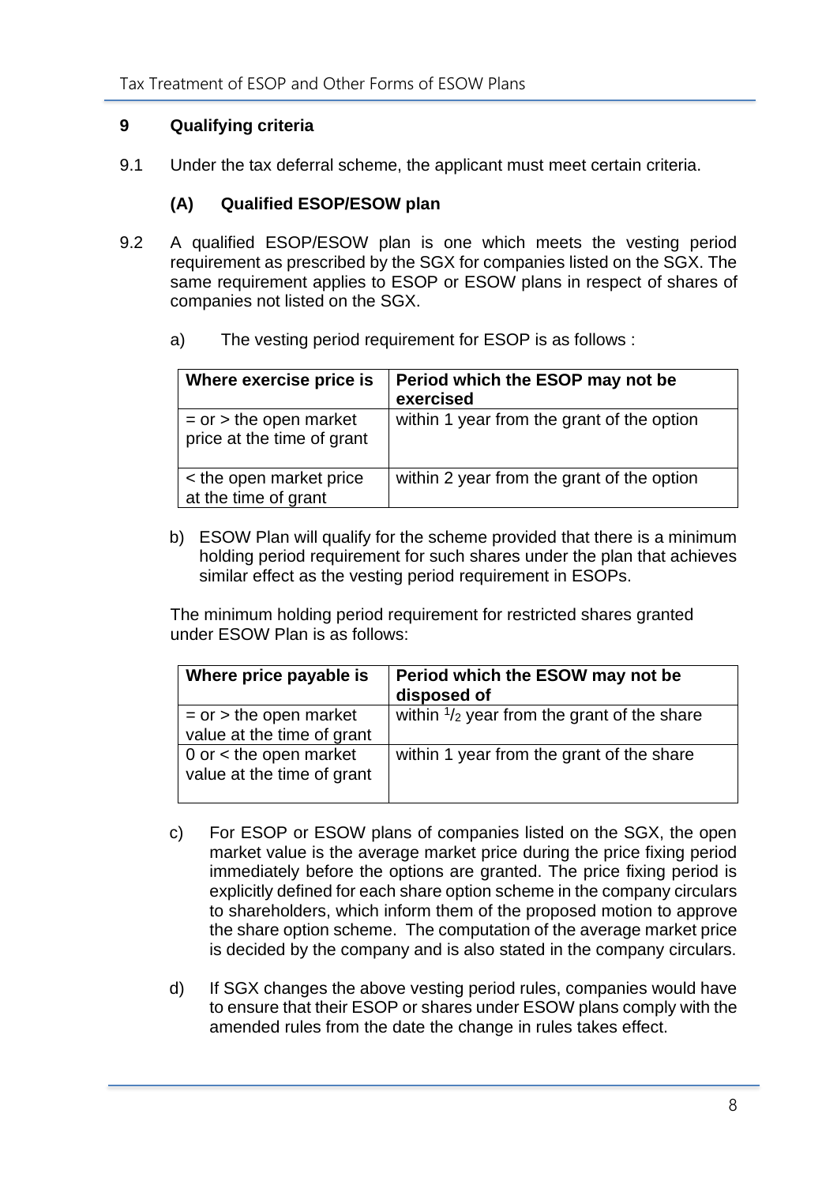## 9 Qualifying criteria

9.1 Under the tax deferral scheme, the applicant must meet certain criteria.

### (A) Qualified ESOP/ESOW plan

9.2 A qualified ESOP/ESOW plan is one which meets the vesting period requirement as prescribed by the SGX for companies listed on the SGX. The same requirement applies to ESOP or ESOW plans in respect of shares of companies not listed on the SGX.

a) The vesting period requirement for ESOP is as follows :

| Where exercise price is | Period which the ESOP may not be exercised |
|---|---|
| = or > the open market price at the time of grant | within 1 year from the grant of the option |
| < the open market price at the time of grant | within 2 year from the grant of the option |

b) ESOW Plan will qualify for the scheme provided that there is a minimum holding period requirement for such shares under the plan that achieves similar effect as the vesting period requirement in ESOPs.

The minimum holding period requirement for restricted shares granted under ESOW Plan is as follows:

| Where price payable is | Period which the ESOW may not be disposed of |
|---|---|
| = or > the open market value at the time of grant | within $^{1}/_{2}$ year from the grant of the share |
| 0 or < the open market value at the time of grant | within 1 year from the grant of the share |

c) For ESOP or ESOW plans of companies listed on the SGX, the open market value is the average market price during the price fixing period immediately before the options are granted. The price fixing period is explicitly defined for each share option scheme in the company circulars to shareholders, which inform them of the proposed motion to approve the share option scheme. The computation of the average market price is decided by the company and is also stated in the company circulars.

d) If SGX changes the above vesting period rules, companies would have to ensure that their ESOP or shares under ESOW plans comply with the amended rules from the date the change in rules takes effect.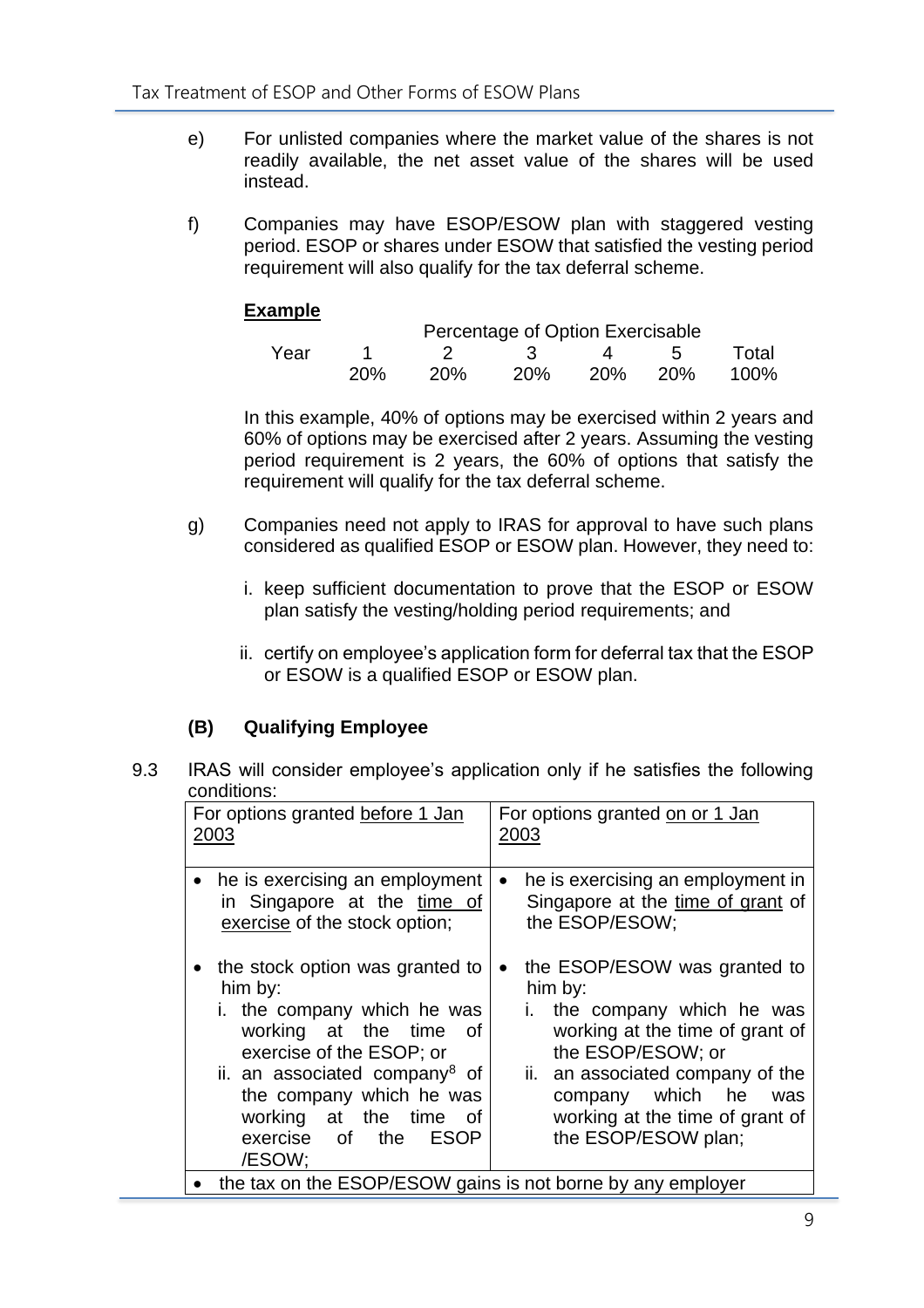e) For unlisted companies where the market value of the shares is not readily available, the net asset value of the shares will be used instead.

f) Companies may have ESOP/ESOW plan with staggered vesting period. ESOP or shares under ESOW that satisfied the vesting period requirement will also qualify for the tax deferral scheme.

**Example**

| | Percentage of Option Exercisable | | | | | |
|---|---|---|---|---|---|---|
| Year | 1 | 2 | 3 | 4 | 5 | Total |
| | 20% | 20% | 20% | 20% | 20% | 100% |

In this example, 40% of options may be exercised within 2 years and 60% of options may be exercised after 2 years. Assuming the vesting period requirement is 2 years, the 60% of options that satisfy the requirement will qualify for the tax deferral scheme.

g) Companies need not apply to IRAS for approval to have such plans considered as qualified ESOP or ESOW plan. However, they need to:

i. keep sufficient documentation to prove that the ESOP or ESOW plan satisfy the vesting/holding period requirements; and

ii. certify on employee's application form for deferral tax that the ESOP or ESOW is a qualified ESOP or ESOW plan.

### (B) Qualifying Employee

9.3 IRAS will consider employee's application only if he satisfies the following conditions:

| For options granted <u>before 1 Jan 2003</u> | For options granted <u>on or 1 Jan 2003</u> |
|---|---|
| • he is exercising an employment in Singapore at the <u>time of exercise</u> of the stock option;<br><br>• the stock option was granted to him by:<br>i. the company which he was working at the time of exercise of the ESOP; or<br>ii. an associated company[8] of the company which he was working at the time of exercise of the ESOP /ESOW; | • he is exercising an employment in Singapore at the <u>time of grant</u> of the ESOP/ESOW;<br><br>• the ESOP/ESOW was granted to him by:<br>i. the company which he was working at the time of grant of the ESOP/ESOW; or<br>ii. an associated company of the company which he was working at the time of grant of the ESOP/ESOW plan; |
| • the tax on the ESOP/ESOW gains is not borne by any employer | |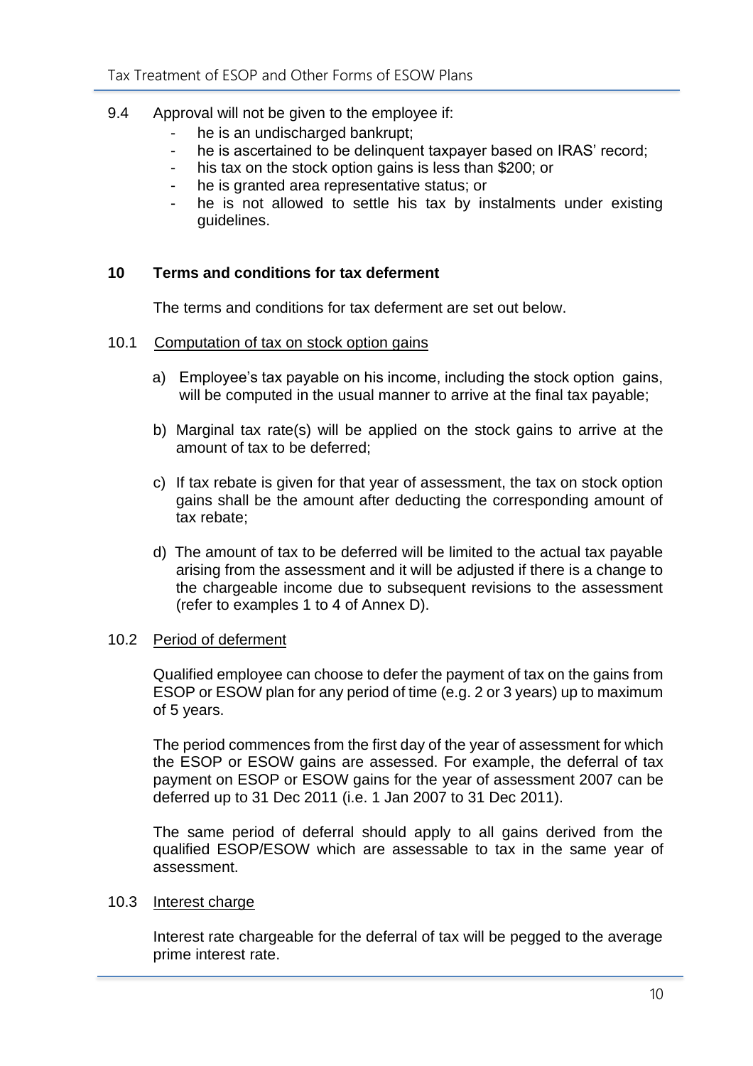9.4 Approval will not be given to the employee if:

- he is an undischarged bankrupt;
- he is ascertained to be delinquent taxpayer based on IRAS' record;
- his tax on the stock option gains is less than $200; or
- he is granted area representative status; or
- he is not allowed to settle his tax by instalments under existing guidelines.

## 10 Terms and conditions for tax deferment

The terms and conditions for tax deferment are set out below.

### 10.1 Computation of tax on stock option gains

a) Employee's tax payable on his income, including the stock option gains, will be computed in the usual manner to arrive at the final tax payable;

b) Marginal tax rate(s) will be applied on the stock gains to arrive at the amount of tax to be deferred;

c) If tax rebate is given for that year of assessment, the tax on stock option gains shall be the amount after deducting the corresponding amount of tax rebate;

d) The amount of tax to be deferred will be limited to the actual tax payable arising from the assessment and it will be adjusted if there is a change to the chargeable income due to subsequent revisions to the assessment (refer to examples 1 to 4 of Annex D).

### 10.2 Period of deferment

Qualified employee can choose to defer the payment of tax on the gains from ESOP or ESOW plan for any period of time (e.g. 2 or 3 years) up to maximum of 5 years.

The period commences from the first day of the year of assessment for which the ESOP or ESOW gains are assessed. For example, the deferral of tax payment on ESOP or ESOW gains for the year of assessment 2007 can be deferred up to 31 Dec 2011 (i.e. 1 Jan 2007 to 31 Dec 2011).

The same period of deferral should apply to all gains derived from the qualified ESOP/ESOW which are assessable to tax in the same year of assessment.

### 10.3 Interest charge

Interest rate chargeable for the deferral of tax will be pegged to the average prime interest rate.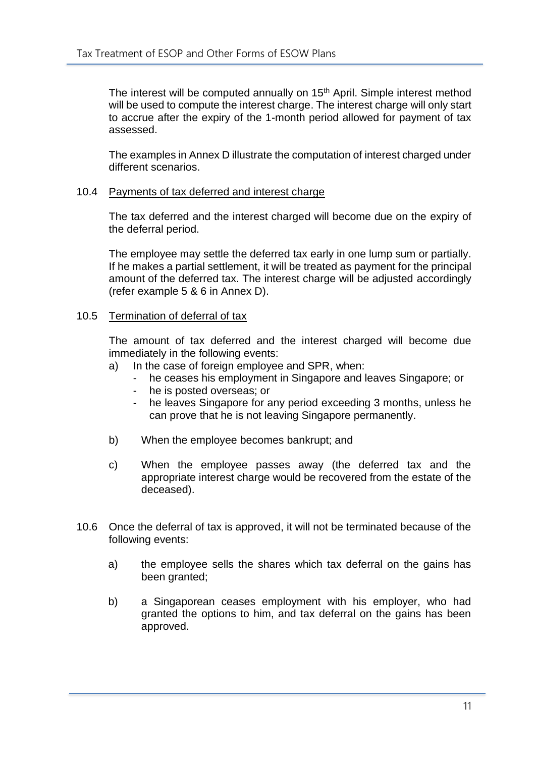The interest will be computed annually on 15th April. Simple interest method will be used to compute the interest charge. The interest charge will only start to accrue after the expiry of the 1-month period allowed for payment of tax assessed.

The examples in Annex D illustrate the computation of interest charged under different scenarios.

10.4 Payments of tax deferred and interest charge

The tax deferred and the interest charged will become due on the expiry of the deferral period.

The employee may settle the deferred tax early in one lump sum or partially. If he makes a partial settlement, it will be treated as payment for the principal amount of the deferred tax. The interest charge will be adjusted accordingly (refer example 5 & 6 in Annex D).

10.5 Termination of deferral of tax

The amount of tax deferred and the interest charged will become due immediately in the following events:

a) In the case of foreign employee and SPR, when:
   - he ceases his employment in Singapore and leaves Singapore; or
   - he is posted overseas; or
   - he leaves Singapore for any period exceeding 3 months, unless he can prove that he is not leaving Singapore permanently.

b) When the employee becomes bankrupt; and

c) When the employee passes away (the deferred tax and the appropriate interest charge would be recovered from the estate of the deceased).

10.6 Once the deferral of tax is approved, it will not be terminated because of the following events:

a) the employee sells the shares which tax deferral on the gains has been granted;

b) a Singaporean ceases employment with his employer, who had granted the options to him, and tax deferral on the gains has been approved.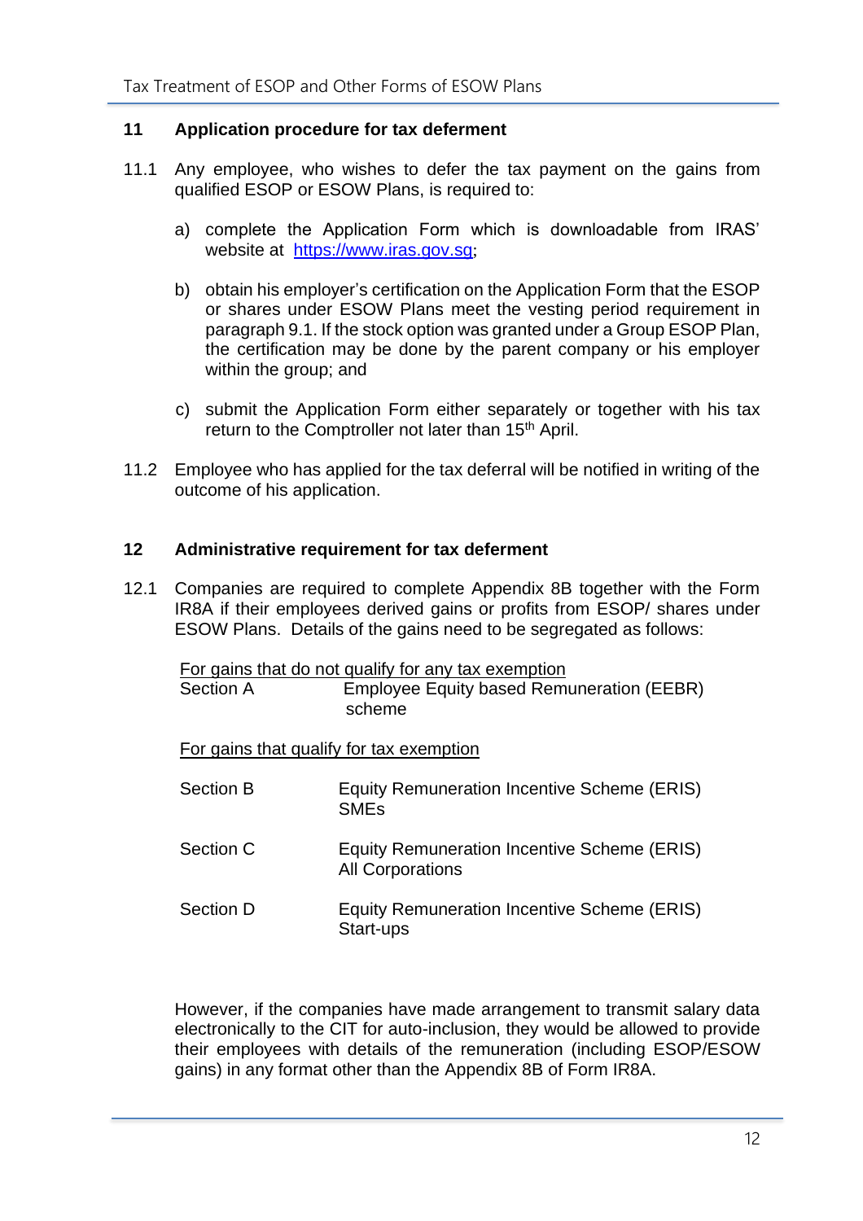## 11 Application procedure for tax deferment

11.1 Any employee, who wishes to defer the tax payment on the gains from qualified ESOP or ESOW Plans, is required to:

a) complete the Application Form which is downloadable from IRAS' website at https://www.iras.gov.sg;

b) obtain his employer's certification on the Application Form that the ESOP or shares under ESOW Plans meet the vesting period requirement in paragraph 9.1. If the stock option was granted under a Group ESOP Plan, the certification may be done by the parent company or his employer within the group; and

c) submit the Application Form either separately or together with his tax return to the Comptroller not later than 15th April.

11.2 Employee who has applied for the tax deferral will be notified in writing of the outcome of his application.

## 12 Administrative requirement for tax deferment

12.1 Companies are required to complete Appendix 8B together with the Form IR8A if their employees derived gains or profits from ESOP/ shares under ESOW Plans. Details of the gains need to be segregated as follows:

<u>For gains that do not qualify for any tax exemption</u>

| | |
|---|---|
| Section A | Employee Equity based Remuneration (EEBR) scheme |

<u>For gains that qualify for tax exemption</u>

| | |
|---|---|
| Section B | Equity Remuneration Incentive Scheme (ERIS) SMEs |
| Section C | Equity Remuneration Incentive Scheme (ERIS) All Corporations |
| Section D | Equity Remuneration Incentive Scheme (ERIS) Start-ups |

However, if the companies have made arrangement to transmit salary data electronically to the CIT for auto-inclusion, they would be allowed to provide their employees with details of the remuneration (including ESOP/ESOW gains) in any format other than the Appendix 8B of Form IR8A.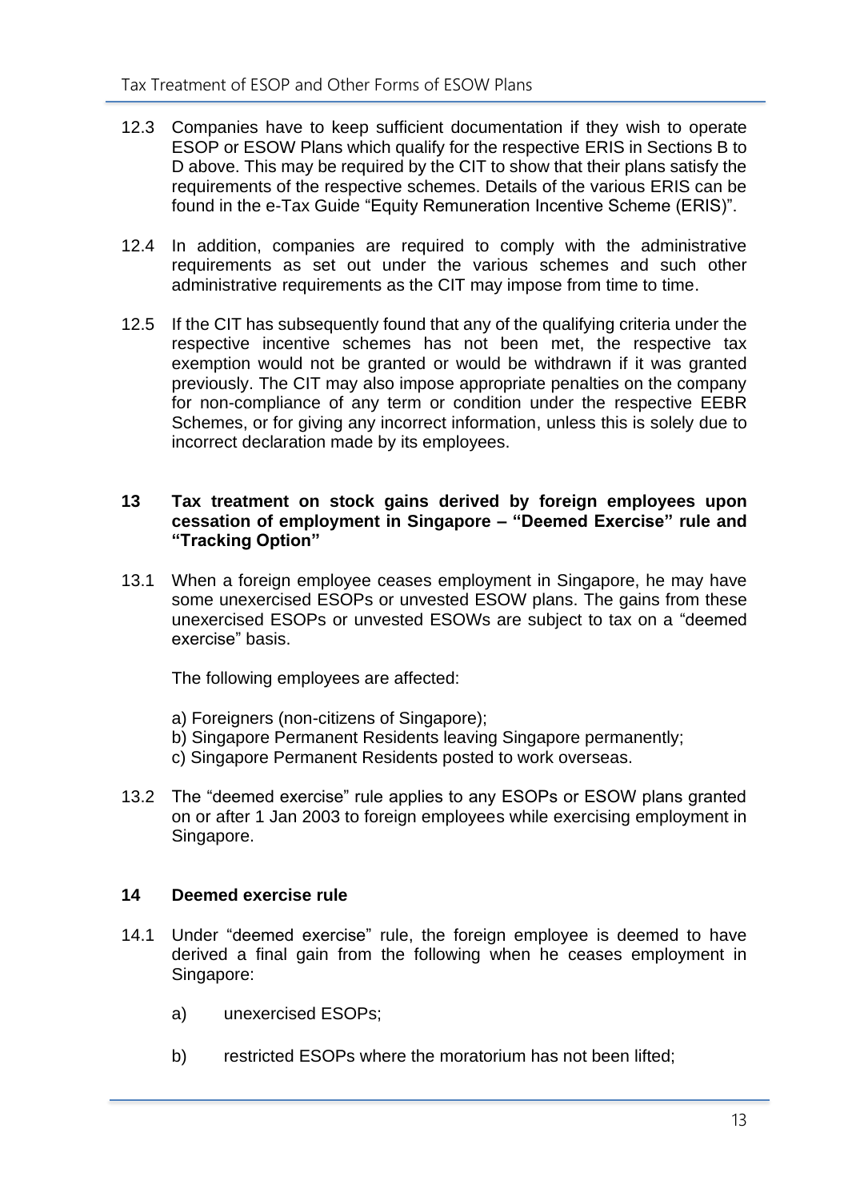12.3 Companies have to keep sufficient documentation if they wish to operate ESOP or ESOW Plans which qualify for the respective ERIS in Sections B to D above. This may be required by the CIT to show that their plans satisfy the requirements of the respective schemes. Details of the various ERIS can be found in the e-Tax Guide "Equity Remuneration Incentive Scheme (ERIS)".

12.4 In addition, companies are required to comply with the administrative requirements as set out under the various schemes and such other administrative requirements as the CIT may impose from time to time.

12.5 If the CIT has subsequently found that any of the qualifying criteria under the respective incentive schemes has not been met, the respective tax exemption would not be granted or would be withdrawn if it was granted previously. The CIT may also impose appropriate penalties on the company for non-compliance of any term or condition under the respective EEBR Schemes, or for giving any incorrect information, unless this is solely due to incorrect declaration made by its employees.

## 13 Tax treatment on stock gains derived by foreign employees upon cessation of employment in Singapore – "Deemed Exercise" rule and "Tracking Option"

13.1 When a foreign employee ceases employment in Singapore, he may have some unexercised ESOPs or unvested ESOW plans. The gains from these unexercised ESOPs or unvested ESOWs are subject to tax on a "deemed exercise" basis.

The following employees are affected:

a) Foreigners (non-citizens of Singapore);
b) Singapore Permanent Residents leaving Singapore permanently;
c) Singapore Permanent Residents posted to work overseas.

13.2 The "deemed exercise" rule applies to any ESOPs or ESOW plans granted on or after 1 Jan 2003 to foreign employees while exercising employment in Singapore.

## 14 Deemed exercise rule

14.1 Under "deemed exercise" rule, the foreign employee is deemed to have derived a final gain from the following when he ceases employment in Singapore:

a) unexercised ESOPs;

b) restricted ESOPs where the moratorium has not been lifted;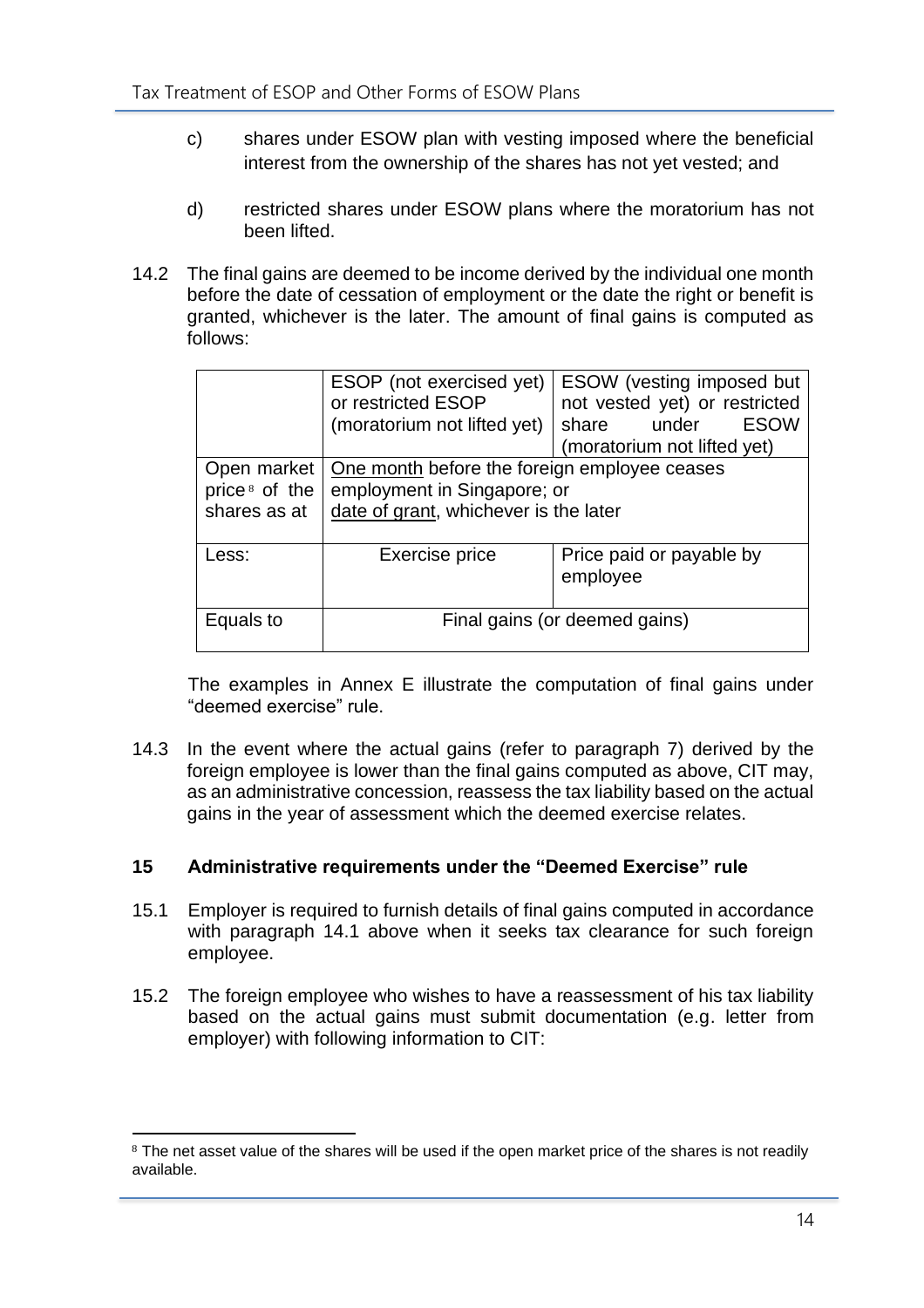c) shares under ESOW plan with vesting imposed where the beneficial interest from the ownership of the shares has not yet vested; and

d) restricted shares under ESOW plans where the moratorium has not been lifted.

14.2 The final gains are deemed to be income derived by the individual one month before the date of cessation of employment or the date the right or benefit is granted, whichever is the later. The amount of final gains is computed as follows:

| | ESOP (not exercised yet) or restricted ESOP (moratorium not lifted yet) | ESOW (vesting imposed but not vested yet) or restricted share under ESOW (moratorium not lifted yet) |
|---|---|---|
| Open market price[8] of the shares as at | One month before the foreign employee ceases employment in Singapore; or date of grant, whichever is the later | |
| Less: | Exercise price | Price paid or payable by employee |
| Equals to | Final gains (or deemed gains) | |

The examples in Annex E illustrate the computation of final gains under "deemed exercise" rule.

14.3 In the event where the actual gains (refer to paragraph 7) derived by the foreign employee is lower than the final gains computed as above, CIT may, as an administrative concession, reassess the tax liability based on the actual gains in the year of assessment which the deemed exercise relates.

## 15 Administrative requirements under the "Deemed Exercise" rule

15.1 Employer is required to furnish details of final gains computed in accordance with paragraph 14.1 above when it seeks tax clearance for such foreign employee.

15.2 The foreign employee who wishes to have a reassessment of his tax liability based on the actual gains must submit documentation (e.g. letter from employer) with following information to CIT:

[8] The net asset value of the shares will be used if the open market price of the shares is not readily available.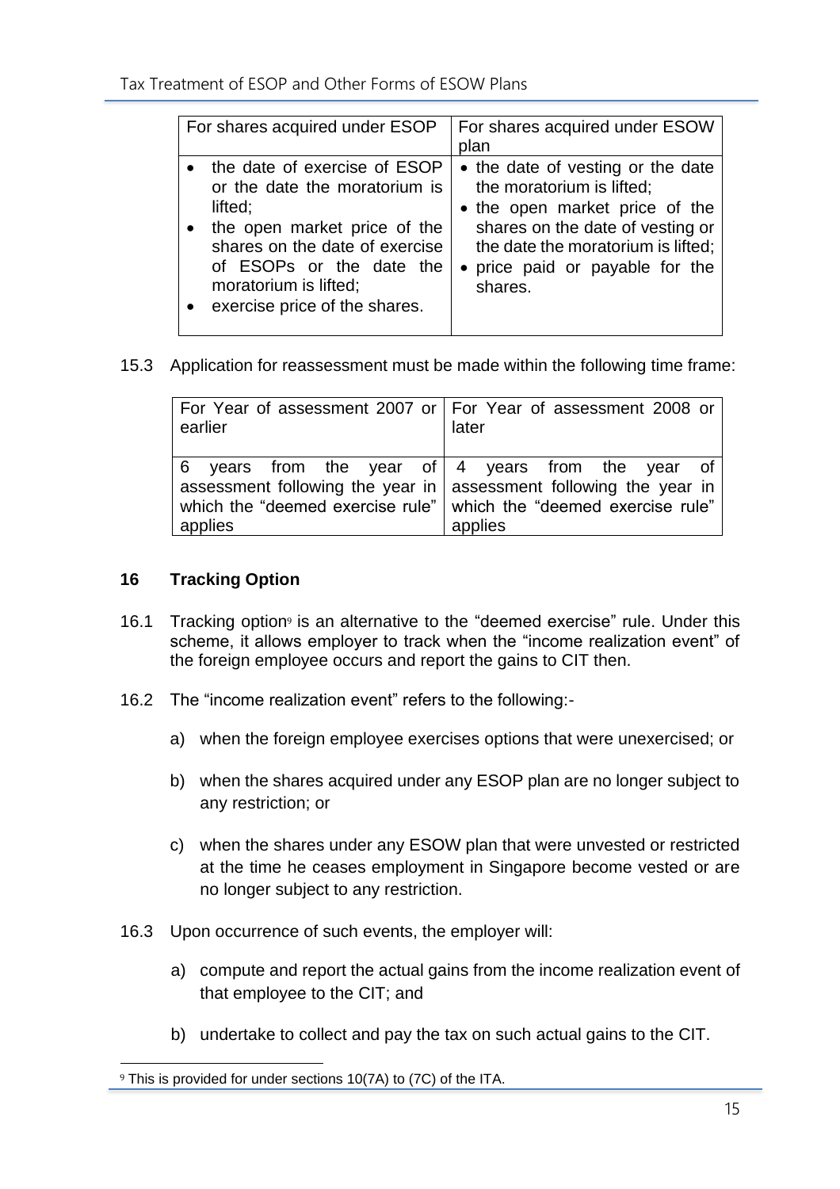| For shares acquired under ESOP | For shares acquired under ESOW plan |
|---|---|
| • the date of exercise of ESOP or the date the moratorium is lifted;<br>• the open market price of the shares on the date of exercise of ESOPs or the date the moratorium is lifted;<br>• exercise price of the shares. | • the date of vesting or the date the moratorium is lifted;<br>• the open market price of the shares on the date of vesting or the date the moratorium is lifted;<br>• price paid or payable for the shares. |

15.3 Application for reassessment must be made within the following time frame:

| For Year of assessment 2007 or earlier | For Year of assessment 2008 or later |
|---|---|
| 6 years from the year of assessment following the year in which the "deemed exercise rule" applies | 4 years from the year of assessment following the year in which the "deemed exercise rule" applies |

## 16 Tracking Option

16.1 Tracking option[9] is an alternative to the "deemed exercise" rule. Under this scheme, it allows employer to track when the "income realization event" of the foreign employee occurs and report the gains to CIT then.

16.2 The "income realization event" refers to the following:-

a) when the foreign employee exercises options that were unexercised; or

b) when the shares acquired under any ESOP plan are no longer subject to any restriction; or

c) when the shares under any ESOW plan that were unvested or restricted at the time he ceases employment in Singapore become vested or are no longer subject to any restriction.

16.3 Upon occurrence of such events, the employer will:

a) compute and report the actual gains from the income realization event of that employee to the CIT; and

b) undertake to collect and pay the tax on such actual gains to the CIT.

[9] This is provided for under sections 10(7A) to (7C) of the ITA.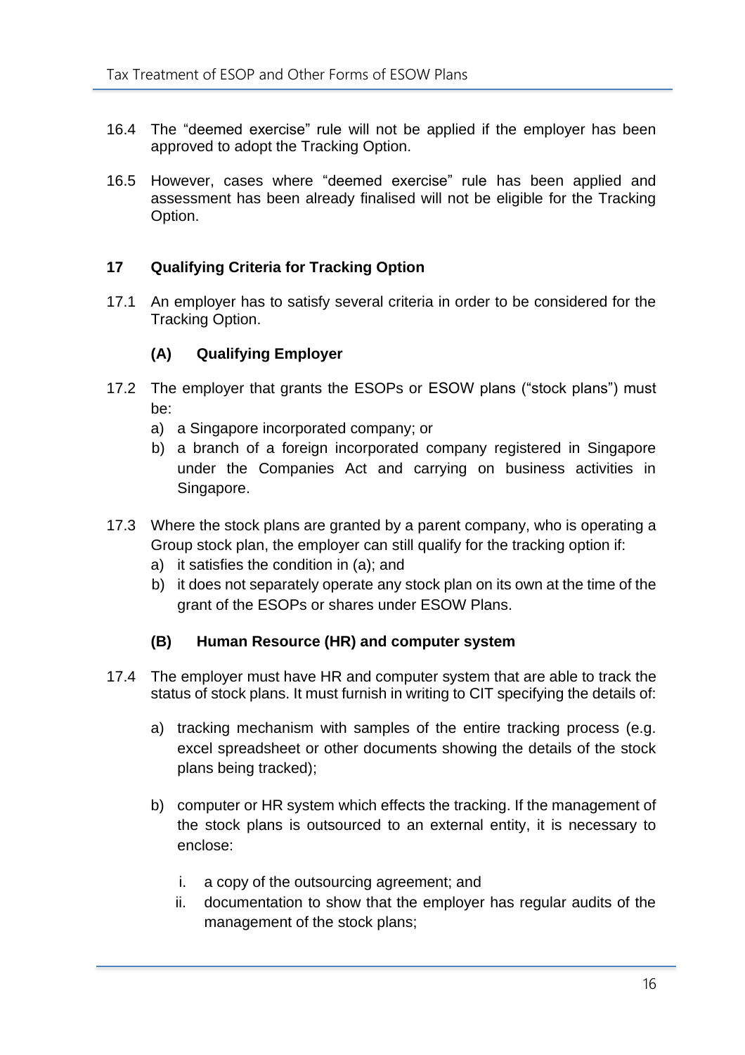16.4 The "deemed exercise" rule will not be applied if the employer has been approved to adopt the Tracking Option.

16.5 However, cases where "deemed exercise" rule has been applied and assessment has been already finalised will not be eligible for the Tracking Option.

## 17 Qualifying Criteria for Tracking Option

17.1 An employer has to satisfy several criteria in order to be considered for the Tracking Option.

### (A) Qualifying Employer

17.2 The employer that grants the ESOPs or ESOW plans ("stock plans") must be:

a) a Singapore incorporated company; or
b) a branch of a foreign incorporated company registered in Singapore under the Companies Act and carrying on business activities in Singapore.

17.3 Where the stock plans are granted by a parent company, who is operating a Group stock plan, the employer can still qualify for the tracking option if:

a) it satisfies the condition in (a); and
b) it does not separately operate any stock plan on its own at the time of the grant of the ESOPs or shares under ESOW Plans.

### (B) Human Resource (HR) and computer system

17.4 The employer must have HR and computer system that are able to track the status of stock plans. It must furnish in writing to CIT specifying the details of:

a) tracking mechanism with samples of the entire tracking process (e.g. excel spreadsheet or other documents showing the details of the stock plans being tracked);

b) computer or HR system which effects the tracking. If the management of the stock plans is outsourced to an external entity, it is necessary to enclose:

   i. a copy of the outsourcing agreement; and
   ii. documentation to show that the employer has regular audits of the management of the stock plans;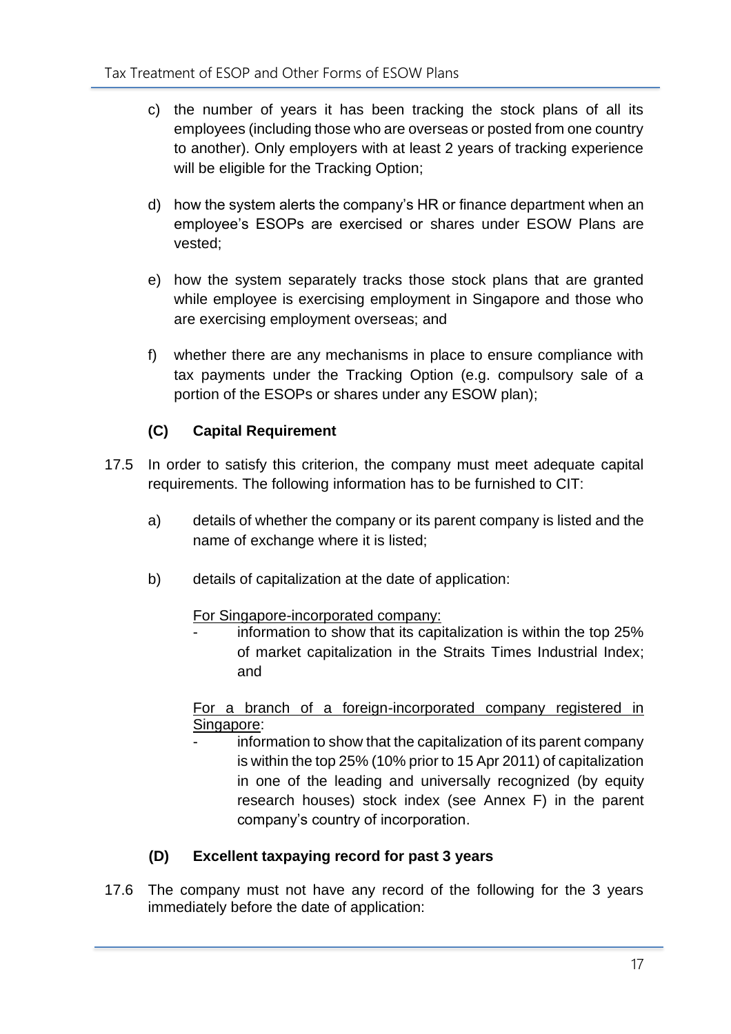c) the number of years it has been tracking the stock plans of all its employees (including those who are overseas or posted from one country to another). Only employers with at least 2 years of tracking experience will be eligible for the Tracking Option;

d) how the system alerts the company's HR or finance department when an employee's ESOPs are exercised or shares under ESOW Plans are vested;

e) how the system separately tracks those stock plans that are granted while employee is exercising employment in Singapore and those who are exercising employment overseas; and

f) whether there are any mechanisms in place to ensure compliance with tax payments under the Tracking Option (e.g. compulsory sale of a portion of the ESOPs or shares under any ESOW plan);

**(C) Capital Requirement**

17.5 In order to satisfy this criterion, the company must meet adequate capital requirements. The following information has to be furnished to CIT:

a) details of whether the company or its parent company is listed and the name of exchange where it is listed;

b) details of capitalization at the date of application:

For Singapore-incorporated company:

- information to show that its capitalization is within the top 25% of market capitalization in the Straits Times Industrial Index; and

For a branch of a foreign-incorporated company registered in Singapore:

- information to show that the capitalization of its parent company is within the top 25% (10% prior to 15 Apr 2011) of capitalization in one of the leading and universally recognized (by equity research houses) stock index (see Annex F) in the parent company's country of incorporation.

**(D) Excellent taxpaying record for past 3 years**

17.6 The company must not have any record of the following for the 3 years immediately before the date of application: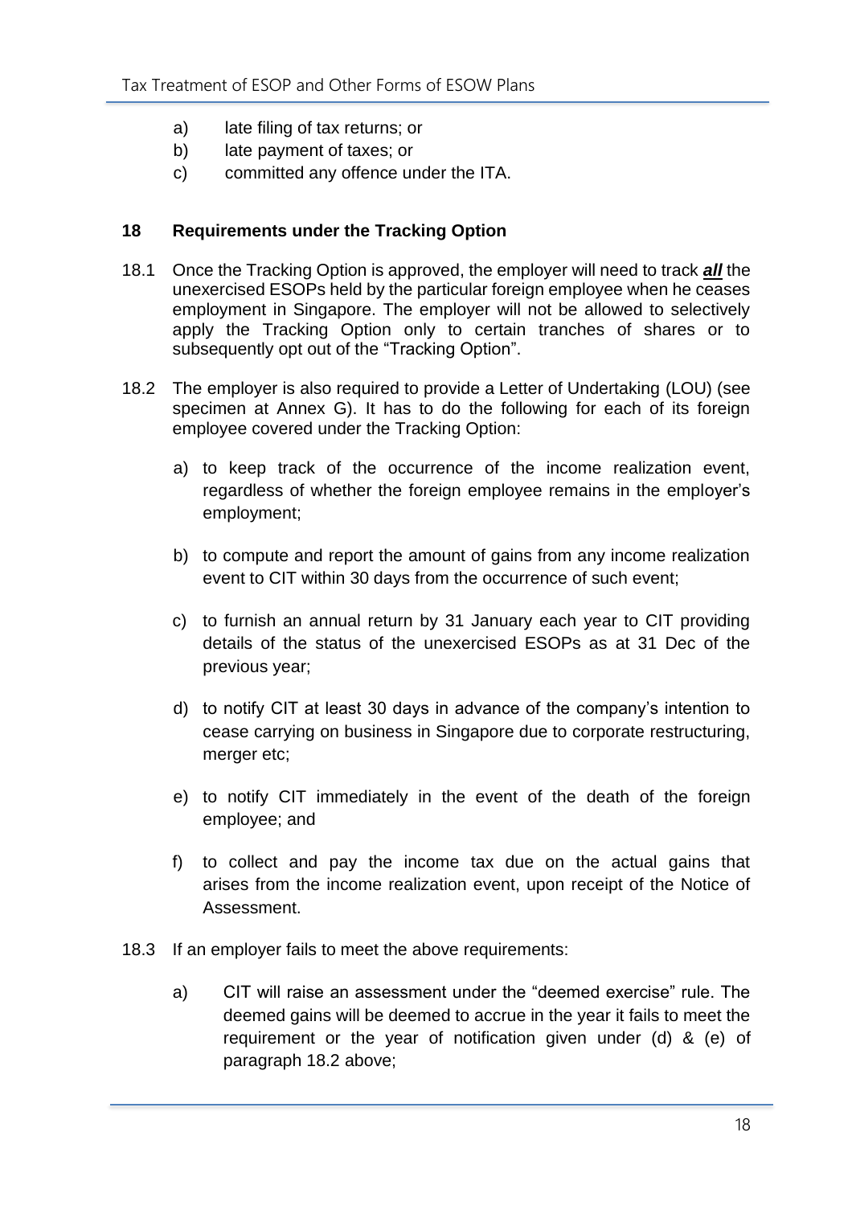a) late filing of tax returns; or
b) late payment of taxes; or
c) committed any offence under the ITA.

## 18 Requirements under the Tracking Option

18.1 Once the Tracking Option is approved, the employer will need to track ***all*** the unexercised ESOPs held by the particular foreign employee when he ceases employment in Singapore. The employer will not be allowed to selectively apply the Tracking Option only to certain tranches of shares or to subsequently opt out of the "Tracking Option".

18.2 The employer is also required to provide a Letter of Undertaking (LOU) (see specimen at Annex G). It has to do the following for each of its foreign employee covered under the Tracking Option:

a) to keep track of the occurrence of the income realization event, regardless of whether the foreign employee remains in the employer's employment;

b) to compute and report the amount of gains from any income realization event to CIT within 30 days from the occurrence of such event;

c) to furnish an annual return by 31 January each year to CIT providing details of the status of the unexercised ESOPs as at 31 Dec of the previous year;

d) to notify CIT at least 30 days in advance of the company's intention to cease carrying on business in Singapore due to corporate restructuring, merger etc;

e) to notify CIT immediately in the event of the death of the foreign employee; and

f) to collect and pay the income tax due on the actual gains that arises from the income realization event, upon receipt of the Notice of Assessment.

18.3 If an employer fails to meet the above requirements:

a) CIT will raise an assessment under the "deemed exercise" rule. The deemed gains will be deemed to accrue in the year it fails to meet the requirement or the year of notification given under (d) & (e) of paragraph 18.2 above;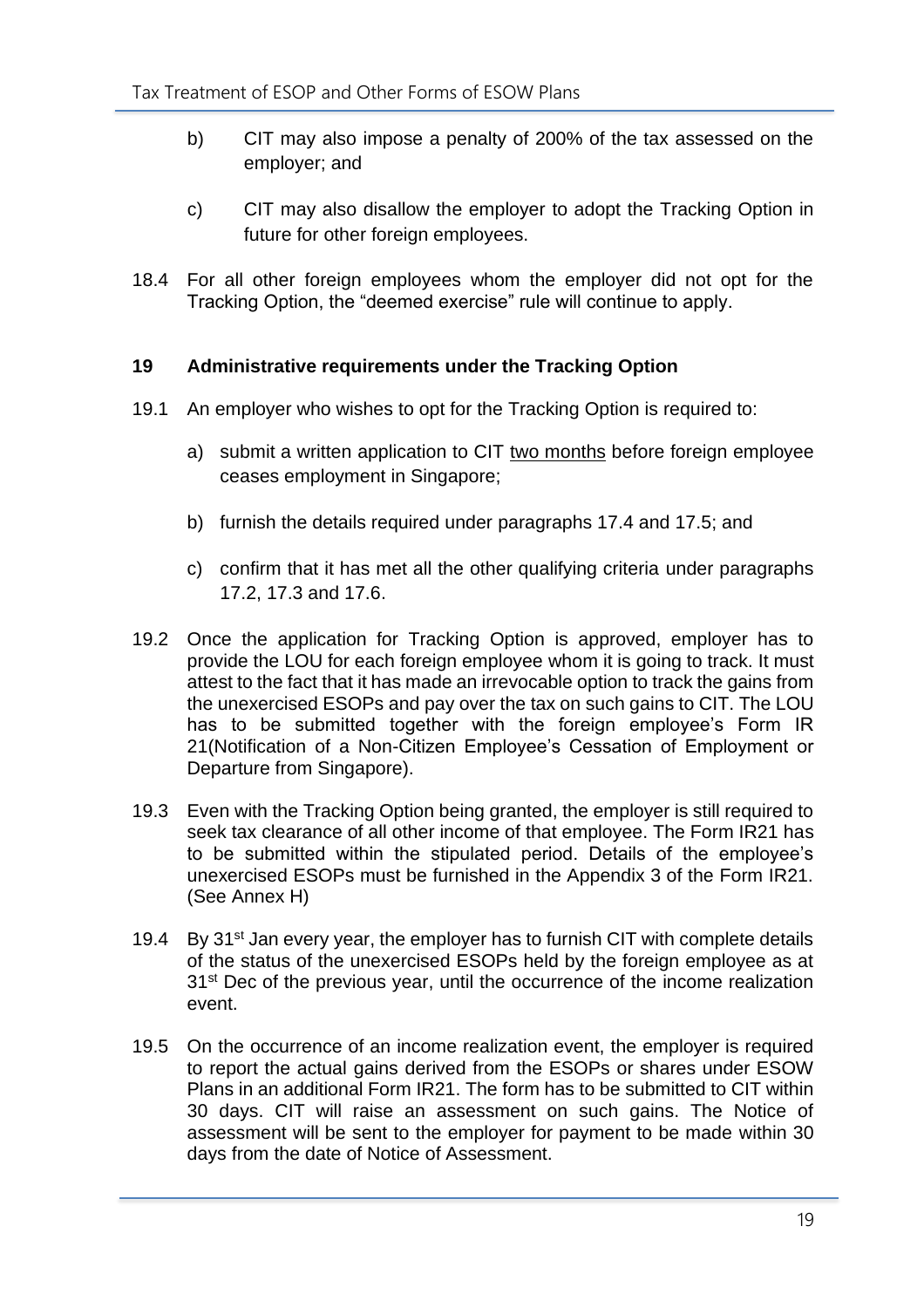b) CIT may also impose a penalty of 200% of the tax assessed on the employer; and

c) CIT may also disallow the employer to adopt the Tracking Option in future for other foreign employees.

18.4 For all other foreign employees whom the employer did not opt for the Tracking Option, the "deemed exercise" rule will continue to apply.

**19 Administrative requirements under the Tracking Option**

19.1 An employer who wishes to opt for the Tracking Option is required to:

a) submit a written application to CIT two months before foreign employee ceases employment in Singapore;

b) furnish the details required under paragraphs 17.4 and 17.5; and

c) confirm that it has met all the other qualifying criteria under paragraphs 17.2, 17.3 and 17.6.

19.2 Once the application for Tracking Option is approved, employer has to provide the LOU for each foreign employee whom it is going to track. It must attest to the fact that it has made an irrevocable option to track the gains from the unexercised ESOPs and pay over the tax on such gains to CIT. The LOU has to be submitted together with the foreign employee's Form IR 21(Notification of a Non-Citizen Employee's Cessation of Employment or Departure from Singapore).

19.3 Even with the Tracking Option being granted, the employer is still required to seek tax clearance of all other income of that employee. The Form IR21 has to be submitted within the stipulated period. Details of the employee's unexercised ESOPs must be furnished in the Appendix 3 of the Form IR21. (See Annex H)

19.4 By 31st Jan every year, the employer has to furnish CIT with complete details of the status of the unexercised ESOPs held by the foreign employee as at 31st Dec of the previous year, until the occurrence of the income realization event.

19.5 On the occurrence of an income realization event, the employer is required to report the actual gains derived from the ESOPs or shares under ESOW Plans in an additional Form IR21. The form has to be submitted to CIT within 30 days. CIT will raise an assessment on such gains. The Notice of assessment will be sent to the employer for payment to be made within 30 days from the date of Notice of Assessment.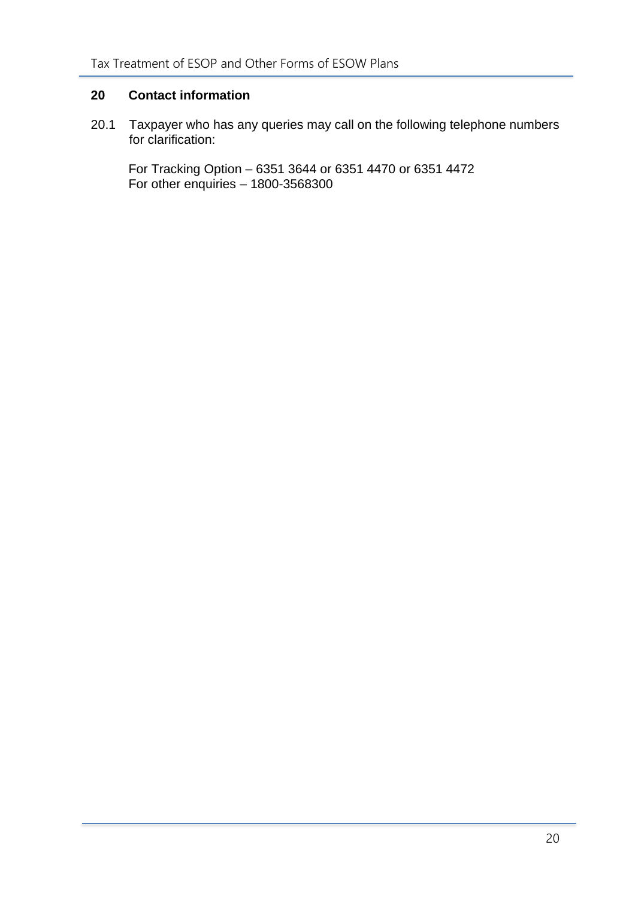## 20 Contact information

20.1 Taxpayer who has any queries may call on the following telephone numbers for clarification:

For Tracking Option – 6351 3644 or 6351 4470 or 6351 4472
For other enquiries – 1800-3568300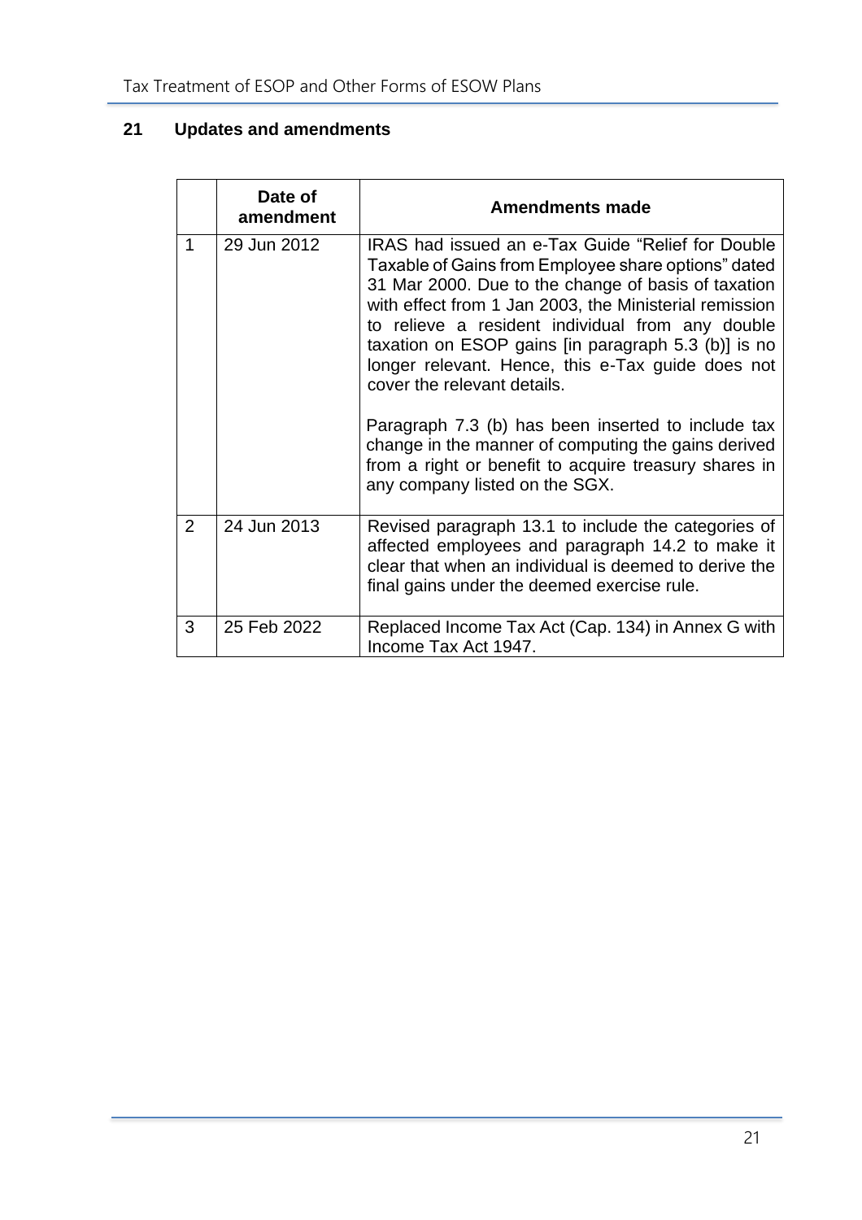## 21 Updates and amendments

| | Date of amendment | Amendments made |
|---|---|---|
| 1 | 29 Jun 2012 | IRAS had issued an e-Tax Guide "Relief for Double Taxable of Gains from Employee share options" dated 31 Mar 2000. Due to the change of basis of taxation with effect from 1 Jan 2003, the Ministerial remission to relieve a resident individual from any double taxation on ESOP gains [in paragraph 5.3 (b)] is no longer relevant. Hence, this e-Tax guide does not cover the relevant details.<br><br>Paragraph 7.3 (b) has been inserted to include tax change in the manner of computing the gains derived from a right or benefit to acquire treasury shares in any company listed on the SGX. |
| 2 | 24 Jun 2013 | Revised paragraph 13.1 to include the categories of affected employees and paragraph 14.2 to make it clear that when an individual is deemed to derive the final gains under the deemed exercise rule. |
| 3 | 25 Feb 2022 | Replaced Income Tax Act (Cap. 134) in Annex G with Income Tax Act 1947. |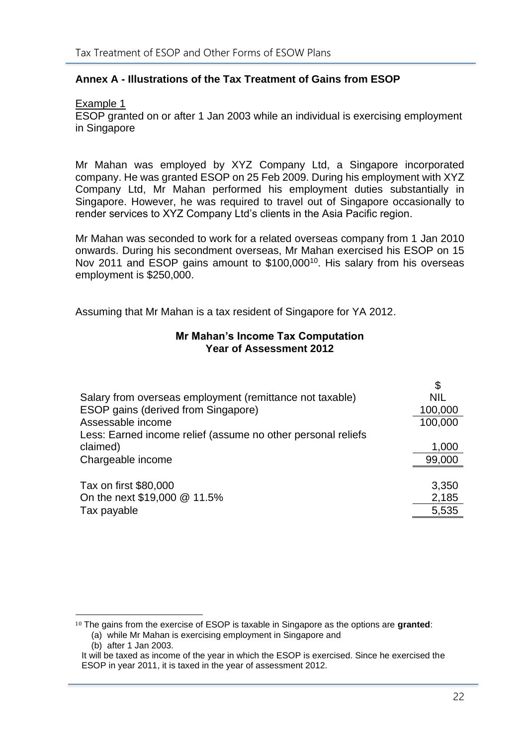## Annex A - Illustrations of the Tax Treatment of Gains from ESOP

Example 1

ESOP granted on or after 1 Jan 2003 while an individual is exercising employment in Singapore

Mr Mahan was employed by XYZ Company Ltd, a Singapore incorporated company. He was granted ESOP on 25 Feb 2009. During his employment with XYZ Company Ltd, Mr Mahan performed his employment duties substantially in Singapore. However, he was required to travel out of Singapore occasionally to render services to XYZ Company Ltd's clients in the Asia Pacific region.

Mr Mahan was seconded to work for a related overseas company from 1 Jan 2010 onwards. During his secondment overseas, Mr Mahan exercised his ESOP on 15 Nov 2011 and ESOP gains amount to $100,000[10]. His salary from his overseas employment is $250,000.

Assuming that Mr Mahan is a tax resident of Singapore for YA 2012.

**Mr Mahan's Income Tax Computation**
**Year of Assessment 2012**

| | $ |
|---|---|
| Salary from overseas employment (remittance not taxable) | NIL |
| ESOP gains (derived from Singapore) | 100,000 |
| Assessable income | 100,000 |
| Less: Earned income relief (assume no other personal reliefs claimed) | 1,000 |
| Chargeable income | 99,000 |
| | |
| Tax on first $80,000 | 3,350 |
| On the next $19,000 @ 11.5% | 2,185 |
| Tax payable | 5,535 |

[10] The gains from the exercise of ESOP is taxable in Singapore as the options are **granted**:

(a) while Mr Mahan is exercising employment in Singapore and

(b) after 1 Jan 2003.

It will be taxed as income of the year in which the ESOP is exercised. Since he exercised the ESOP in year 2011, it is taxed in the year of assessment 2012.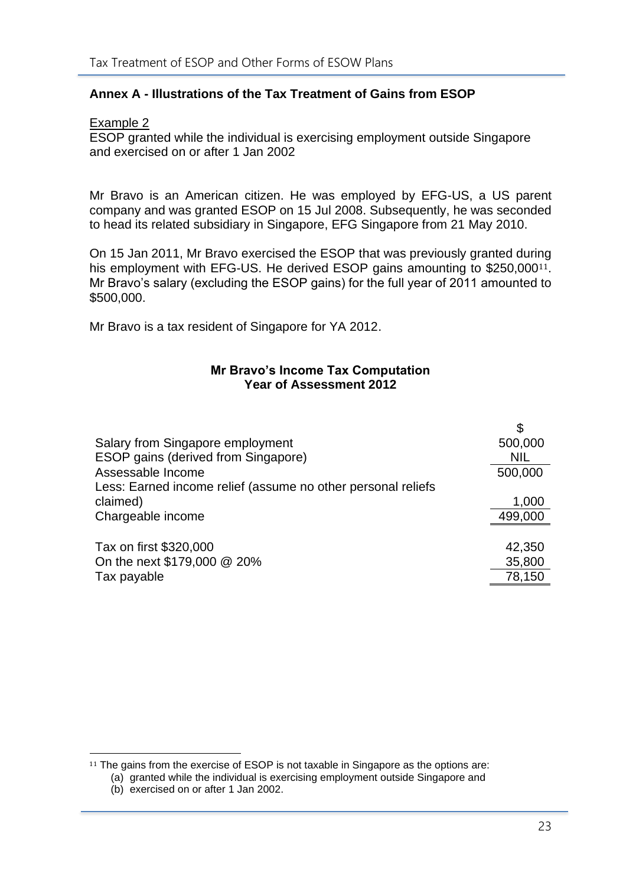## Annex A - Illustrations of the Tax Treatment of Gains from ESOP

Example 2

ESOP granted while the individual is exercising employment outside Singapore and exercised on or after 1 Jan 2002

Mr Bravo is an American citizen. He was employed by EFG-US, a US parent company and was granted ESOP on 15 Jul 2008. Subsequently, he was seconded to head its related subsidiary in Singapore, EFG Singapore from 21 May 2010.

On 15 Jan 2011, Mr Bravo exercised the ESOP that was previously granted during his employment with EFG-US. He derived ESOP gains amounting to $250,000[11]. Mr Bravo's salary (excluding the ESOP gains) for the full year of 2011 amounted to $500,000.

Mr Bravo is a tax resident of Singapore for YA 2012.

**Mr Bravo's Income Tax Computation**
**Year of Assessment 2012**

| | $ |
|---|---|
| Salary from Singapore employment | 500,000 |
| ESOP gains (derived from Singapore) | NIL |
| Assessable Income | 500,000 |
| Less: Earned income relief (assume no other personal reliefs claimed) | 1,000 |
| Chargeable income | 499,000 |
| | |
| Tax on first $320,000 | 42,350 |
| On the next $179,000 @ 20% | 35,800 |
| Tax payable | 78,150 |

[11] The gains from the exercise of ESOP is not taxable in Singapore as the options are:
(a) granted while the individual is exercising employment outside Singapore and
(b) exercised on or after 1 Jan 2002.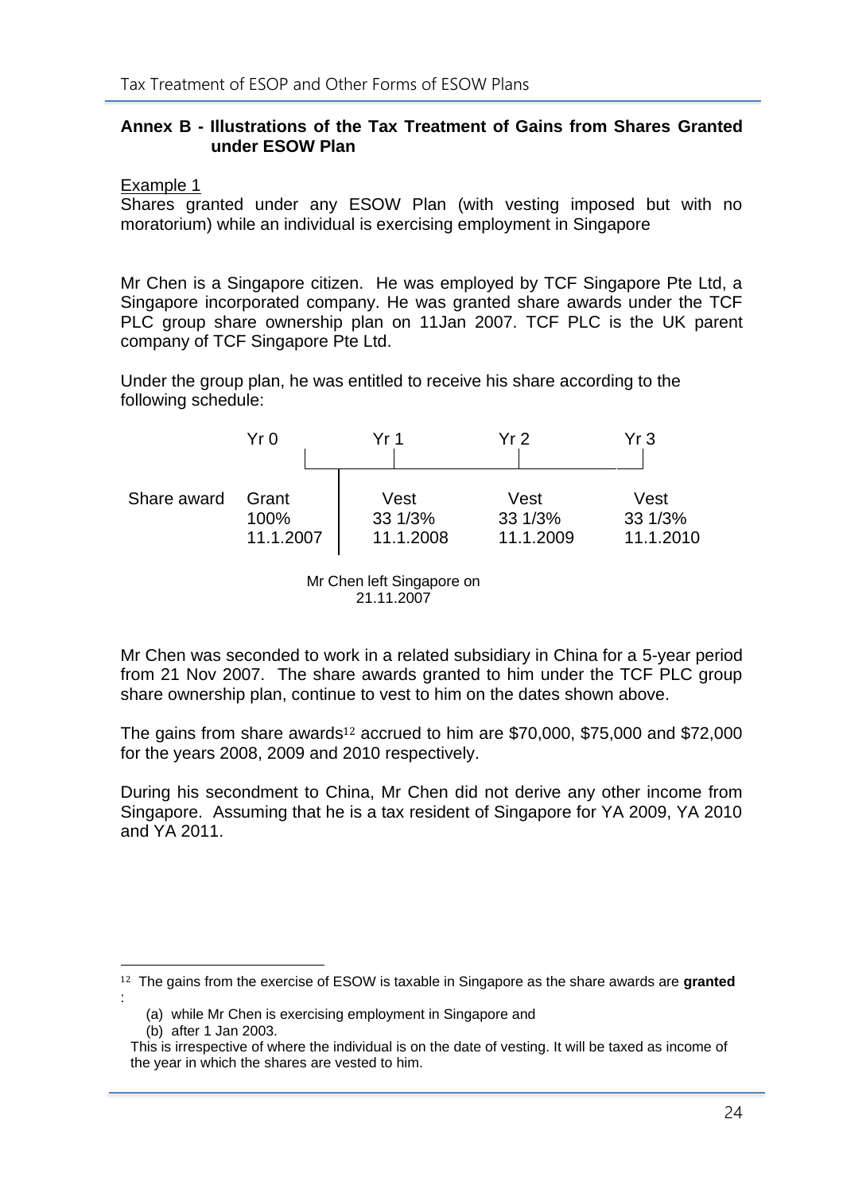### Annex B - Illustrations of the Tax Treatment of Gains from Shares Granted under ESOW Plan

Example 1

Shares granted under any ESOW Plan (with vesting imposed but with no moratorium) while an individual is exercising employment in Singapore

Mr Chen is a Singapore citizen. He was employed by TCF Singapore Pte Ltd, a Singapore incorporated company. He was granted share awards under the TCF PLC group share ownership plan on 11Jan 2007. TCF PLC is the UK parent company of TCF Singapore Pte Ltd.

Under the group plan, he was entitled to receive his share according to the following schedule:

| | Yr 0 | Yr 1 | Yr 2 | Yr 3 |
|---|---|---|---|---|
| Share award | Grant<br>100%<br>11.1.2007 | Vest<br>33 1/3%<br>11.1.2008 | Vest<br>33 1/3%<br>11.1.2009 | Vest<br>33 1/3%<br>11.1.2010 |

Mr Chen left Singapore on 21.11.2007

Mr Chen was seconded to work in a related subsidiary in China for a 5-year period from 21 Nov 2007. The share awards granted to him under the TCF PLC group share ownership plan, continue to vest to him on the dates shown above.

The gains from share awards[12] accrued to him are \$70,000, \$75,000 and \$72,000 for the years 2008, 2009 and 2010 respectively.

During his secondment to China, Mr Chen did not derive any other income from Singapore. Assuming that he is a tax resident of Singapore for YA 2009, YA 2010 and YA 2011.

---

[12] The gains from the exercise of ESOW is taxable in Singapore as the share awards are **granted** :

(a) while Mr Chen is exercising employment in Singapore and
(b) after 1 Jan 2003.

This is irrespective of where the individual is on the date of vesting. It will be taxed as income of the year in which the shares are vested to him.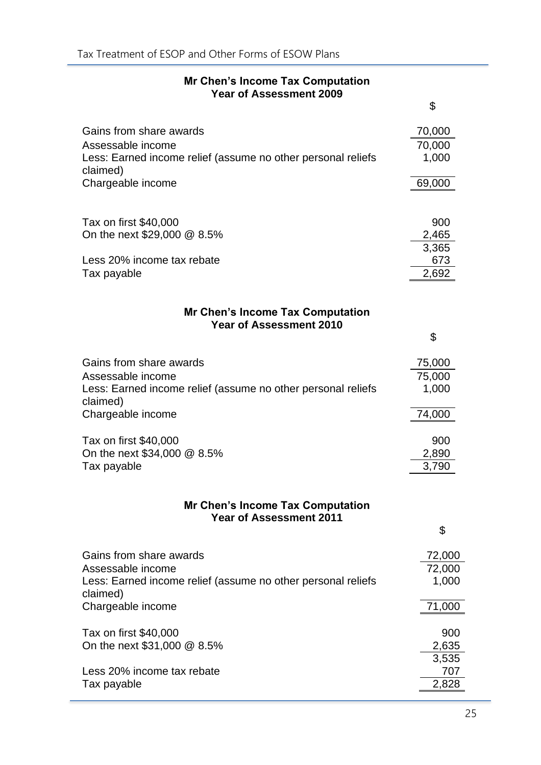**Mr Chen's Income Tax Computation**
**Year of Assessment 2009**

| | $ |
|---|---|
| Gains from share awards | 70,000 |
| Assessable income | 70,000 |
| Less: Earned income relief (assume no other personal reliefs claimed) | 1,000 |
| Chargeable income | 69,000 |
| | |
| Tax on first $40,000 | 900 |
| On the next $29,000 @ 8.5% | 2,465 |
| | 3,365 |
| Less 20% income tax rebate | 673 |
| Tax payable | 2,692 |

**Mr Chen's Income Tax Computation**
**Year of Assessment 2010**

| | $ |
|---|---|
| Gains from share awards | 75,000 |
| Assessable income | 75,000 |
| Less: Earned income relief (assume no other personal reliefs claimed) | 1,000 |
| Chargeable income | 74,000 |
| | |
| Tax on first $40,000 | 900 |
| On the next $34,000 @ 8.5% | 2,890 |
| Tax payable | 3,790 |

**Mr Chen's Income Tax Computation**
**Year of Assessment 2011**

| | $ |
|---|---|
| Gains from share awards | 72,000 |
| Assessable income | 72,000 |
| Less: Earned income relief (assume no other personal reliefs claimed) | 1,000 |
| Chargeable income | 71,000 |
| | |
| Tax on first $40,000 | 900 |
| On the next $31,000 @ 8.5% | 2,635 |
| | 3,535 |
| Less 20% income tax rebate | 707 |
| Tax payable | 2,828 |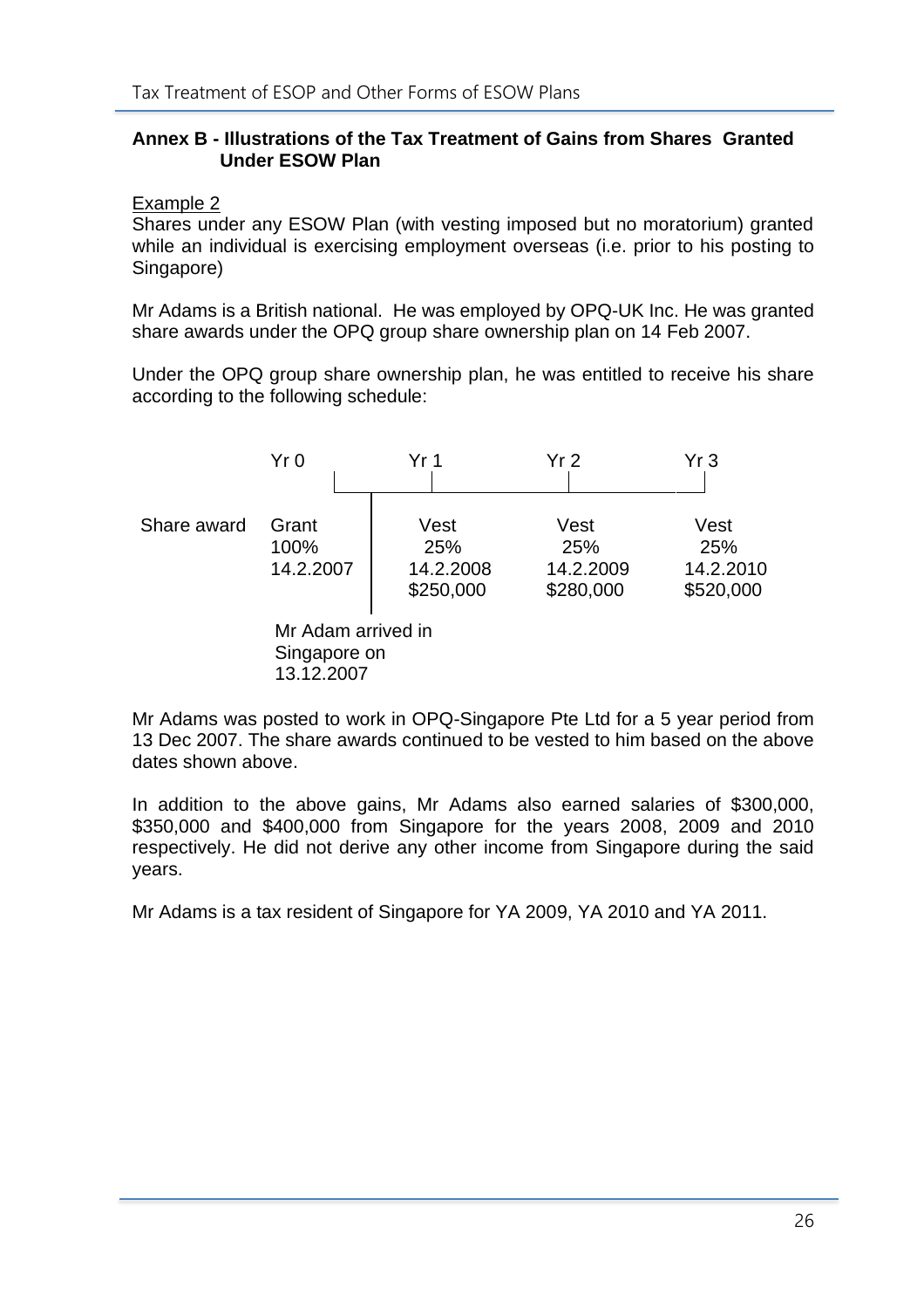## Annex B - Illustrations of the Tax Treatment of Gains from Shares Granted Under ESOW Plan

Example 2

Shares under any ESOW Plan (with vesting imposed but no moratorium) granted while an individual is exercising employment overseas (i.e. prior to his posting to Singapore)

Mr Adams is a British national. He was employed by OPQ-UK Inc. He was granted share awards under the OPQ group share ownership plan on 14 Feb 2007.

Under the OPQ group share ownership plan, he was entitled to receive his share according to the following schedule:

| | Yr 0 | Yr 1 | Yr 2 | Yr 3 |
|---|---|---|---|---|
| Share award | Grant<br>100%<br>14.2.2007 | Vest<br>25%<br>14.2.2008<br>$250,000 | Vest<br>25%<br>14.2.2009<br>$280,000 | Vest<br>25%<br>14.2.2010<br>$520,000 |

Mr Adam arrived in Singapore on 13.12.2007

Mr Adams was posted to work in OPQ-Singapore Pte Ltd for a 5 year period from 13 Dec 2007. The share awards continued to be vested to him based on the above dates shown above.

In addition to the above gains, Mr Adams also earned salaries of $300,000, $350,000 and $400,000 from Singapore for the years 2008, 2009 and 2010 respectively. He did not derive any other income from Singapore during the said years.

Mr Adams is a tax resident of Singapore for YA 2009, YA 2010 and YA 2011.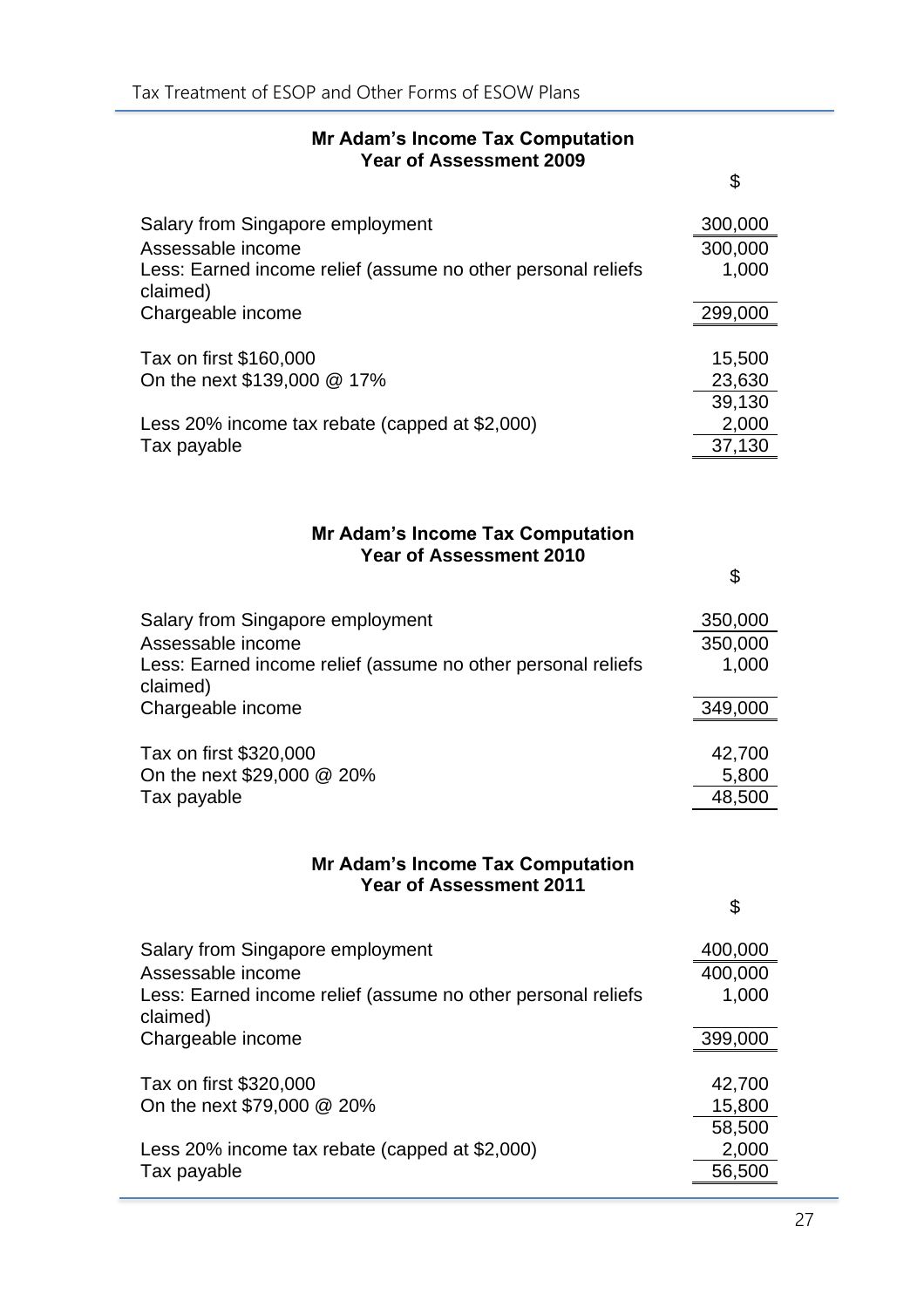**Mr Adam's Income Tax Computation**
**Year of Assessment 2009**

| | $ |
|---|---|
| Salary from Singapore employment | 300,000 |
| Assessable income | 300,000 |
| Less: Earned income relief (assume no other personal reliefs claimed) | 1,000 |
| Chargeable income | 299,000 |
| | |
| Tax on first $160,000 | 15,500 |
| On the next $139,000 @ 17% | 23,630 |
| | 39,130 |
| Less 20% income tax rebate (capped at $2,000) | 2,000 |
| Tax payable | 37,130 |

**Mr Adam's Income Tax Computation**
**Year of Assessment 2010**

| | $ |
|---|---|
| Salary from Singapore employment | 350,000 |
| Assessable income | 350,000 |
| Less: Earned income relief (assume no other personal reliefs claimed) | 1,000 |
| Chargeable income | 349,000 |
| | |
| Tax on first $320,000 | 42,700 |
| On the next $29,000 @ 20% | 5,800 |
| Tax payable | 48,500 |

**Mr Adam's Income Tax Computation**
**Year of Assessment 2011**

| | $ |
|---|---|
| Salary from Singapore employment | 400,000 |
| Assessable income | 400,000 |
| Less: Earned income relief (assume no other personal reliefs claimed) | 1,000 |
| Chargeable income | 399,000 |
| | |
| Tax on first $320,000 | 42,700 |
| On the next $79,000 @ 20% | 15,800 |
| | 58,500 |
| Less 20% income tax rebate (capped at $2,000) | 2,000 |
| Tax payable | 56,500 |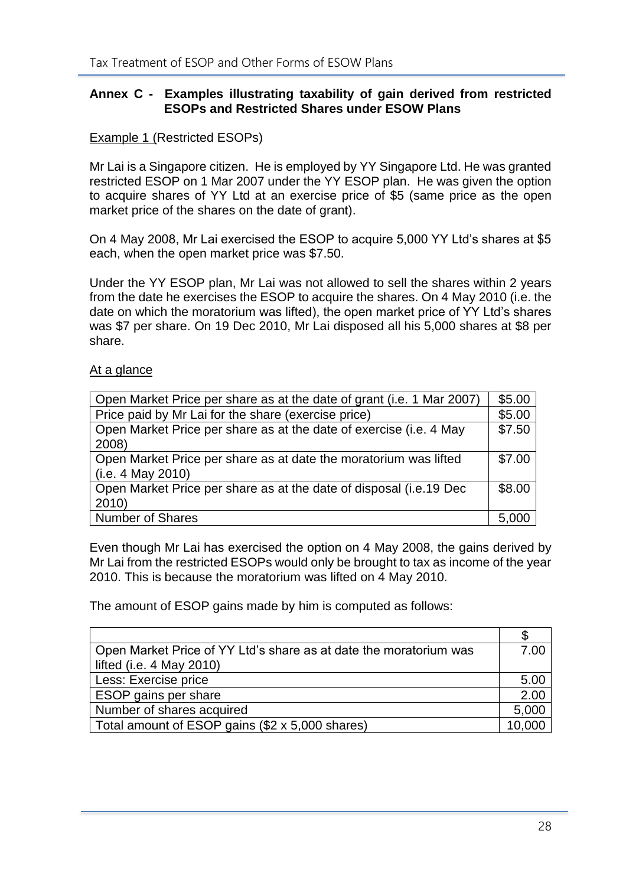## Annex C - Examples illustrating taxability of gain derived from restricted ESOPs and Restricted Shares under ESOW Plans

Example 1 (Restricted ESOPs)

Mr Lai is a Singapore citizen. He is employed by YY Singapore Ltd. He was granted restricted ESOP on 1 Mar 2007 under the YY ESOP plan. He was given the option to acquire shares of YY Ltd at an exercise price of $5 (same price as the open market price of the shares on the date of grant).

On 4 May 2008, Mr Lai exercised the ESOP to acquire 5,000 YY Ltd's shares at $5 each, when the open market price was $7.50.

Under the YY ESOP plan, Mr Lai was not allowed to sell the shares within 2 years from the date he exercises the ESOP to acquire the shares. On 4 May 2010 (i.e. the date on which the moratorium was lifted), the open market price of YY Ltd's shares was $7 per share. On 19 Dec 2010, Mr Lai disposed all his 5,000 shares at $8 per share.

At a glance

| | |
|---|---|
| Open Market Price per share as at the date of grant (i.e. 1 Mar 2007) | $5.00 |
| Price paid by Mr Lai for the share (exercise price) | $5.00 |
| Open Market Price per share as at the date of exercise (i.e. 4 May 2008) | $7.50 |
| Open Market Price per share as at date the moratorium was lifted (i.e. 4 May 2010) | $7.00 |
| Open Market Price per share as at the date of disposal (i.e.19 Dec 2010) | $8.00 |
| Number of Shares | 5,000 |

Even though Mr Lai has exercised the option on 4 May 2008, the gains derived by Mr Lai from the restricted ESOPs would only be brought to tax as income of the year 2010. This is because the moratorium was lifted on 4 May 2010.

The amount of ESOP gains made by him is computed as follows:

| | $ |
|---|---|
| Open Market Price of YY Ltd's share as at date the moratorium was lifted (i.e. 4 May 2010) | 7.00 |
| Less: Exercise price | 5.00 |
| ESOP gains per share | 2.00 |
| Number of shares acquired | 5,000 |
| Total amount of ESOP gains ($2 x 5,000 shares) | 10,000 |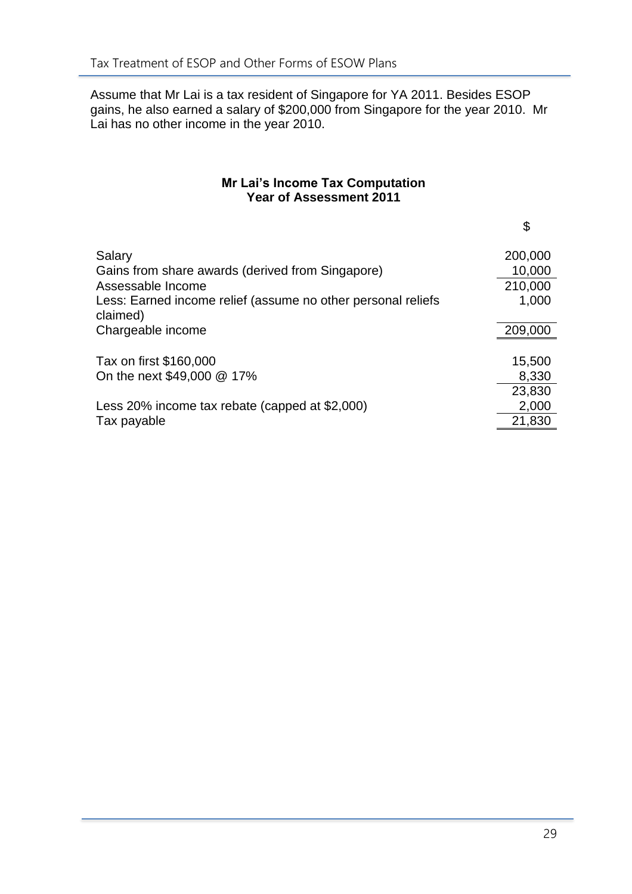Assume that Mr Lai is a tax resident of Singapore for YA 2011. Besides ESOP gains, he also earned a salary of $200,000 from Singapore for the year 2010. Mr Lai has no other income in the year 2010.

**Mr Lai's Income Tax Computation**
**Year of Assessment 2011**

| | $ |
|---|---|
| Salary | 200,000 |
| Gains from share awards (derived from Singapore) | 10,000 |
| Assessable Income | 210,000 |
| Less: Earned income relief (assume no other personal reliefs claimed) | 1,000 |
| Chargeable income | 209,000 |
| | |
| Tax on first $160,000 | 15,500 |
| On the next $49,000 @ 17% | 8,330 |
| | 23,830 |
| Less 20% income tax rebate (capped at $2,000) | 2,000 |
| Tax payable | 21,830 |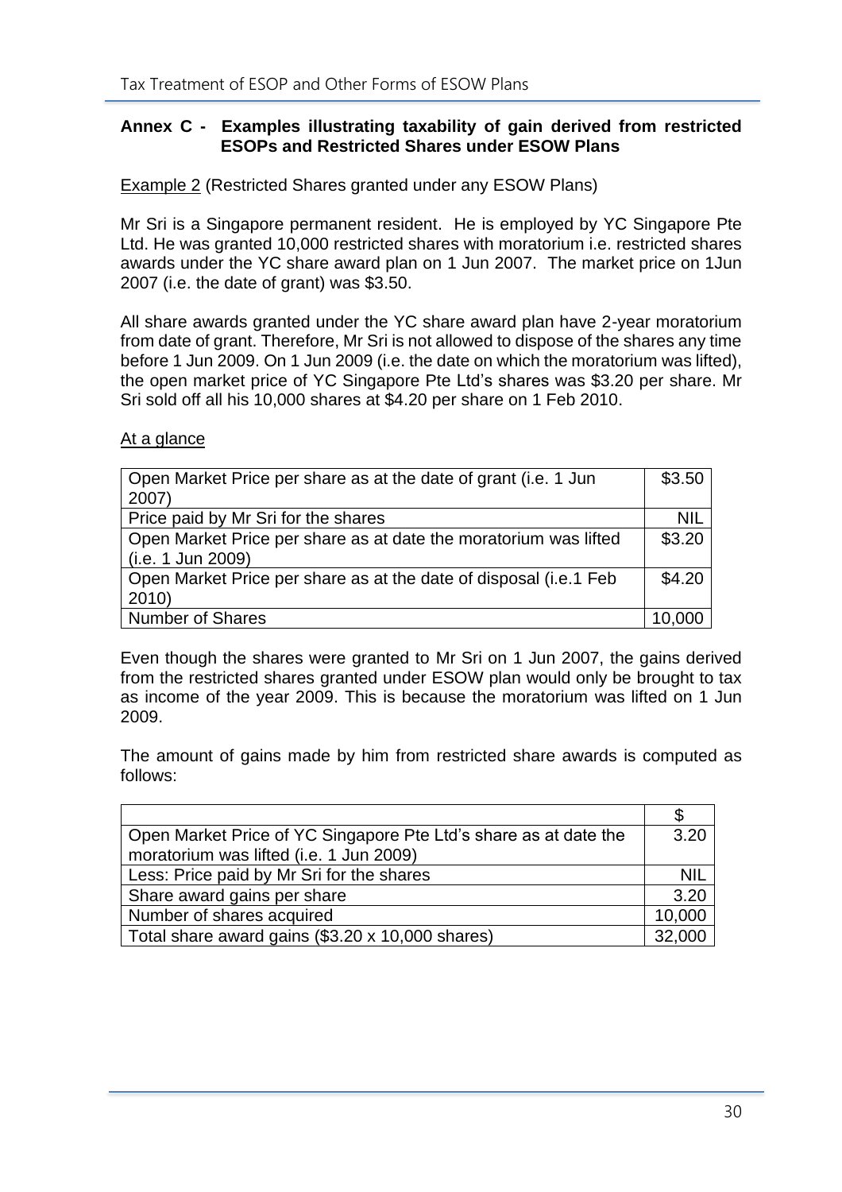## Annex C - Examples illustrating taxability of gain derived from restricted ESOPs and Restricted Shares under ESOW Plans

Example 2 (Restricted Shares granted under any ESOW Plans)

Mr Sri is a Singapore permanent resident. He is employed by YC Singapore Pte Ltd. He was granted 10,000 restricted shares with moratorium i.e. restricted shares awards under the YC share award plan on 1 Jun 2007. The market price on 1Jun 2007 (i.e. the date of grant) was $3.50.

All share awards granted under the YC share award plan have 2-year moratorium from date of grant. Therefore, Mr Sri is not allowed to dispose of the shares any time before 1 Jun 2009. On 1 Jun 2009 (i.e. the date on which the moratorium was lifted), the open market price of YC Singapore Pte Ltd's shares was $3.20 per share. Mr Sri sold off all his 10,000 shares at $4.20 per share on 1 Feb 2010.

At a glance

| | |
|---|---|
| Open Market Price per share as at the date of grant (i.e. 1 Jun 2007) | $3.50 |
| Price paid by Mr Sri for the shares | NIL |
| Open Market Price per share as at date the moratorium was lifted (i.e. 1 Jun 2009) | $3.20 |
| Open Market Price per share as at the date of disposal (i.e.1 Feb 2010) | $4.20 |
| Number of Shares | 10,000 |

Even though the shares were granted to Mr Sri on 1 Jun 2007, the gains derived from the restricted shares granted under ESOW plan would only be brought to tax as income of the year 2009. This is because the moratorium was lifted on 1 Jun 2009.

The amount of gains made by him from restricted share awards is computed as follows:

| | $ |
|---|---|
| Open Market Price of YC Singapore Pte Ltd's share as at date the moratorium was lifted (i.e. 1 Jun 2009) | 3.20 |
| Less: Price paid by Mr Sri for the shares | NIL |
| Share award gains per share | 3.20 |
| Number of shares acquired | 10,000 |
| Total share award gains ($3.20 x 10,000 shares) | 32,000 |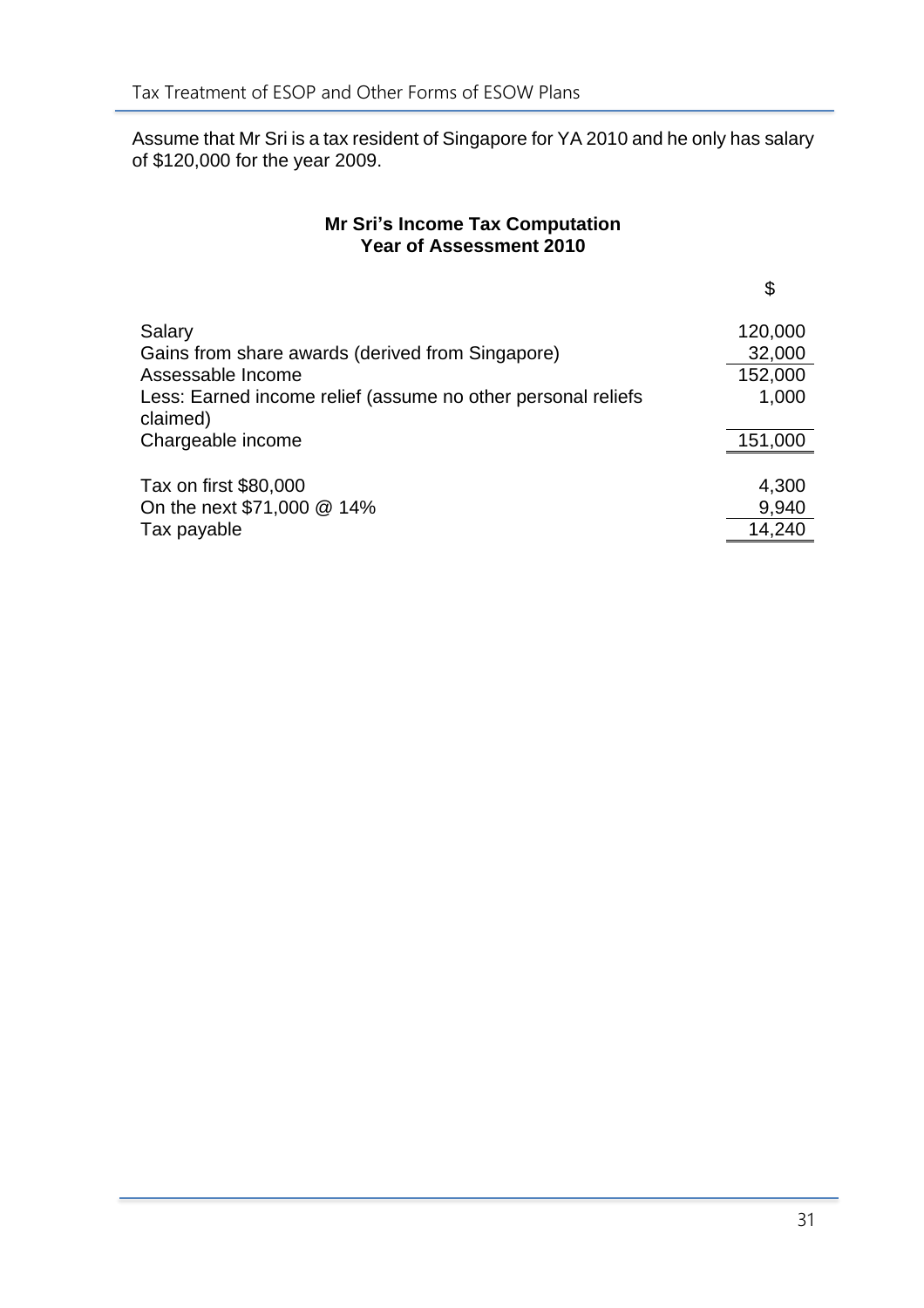Assume that Mr Sri is a tax resident of Singapore for YA 2010 and he only has salary of $120,000 for the year 2009.

**Mr Sri's Income Tax Computation**
**Year of Assessment 2010**

| | $ |
|---|---|
| Salary | 120,000 |
| Gains from share awards (derived from Singapore) | 32,000 |
| Assessable Income | 152,000 |
| Less: Earned income relief (assume no other personal reliefs claimed) | 1,000 |
| Chargeable income | 151,000 |
| | |
| Tax on first $80,000 | 4,300 |
| On the next $71,000 @ 14% | 9,940 |
| Tax payable | 14,240 |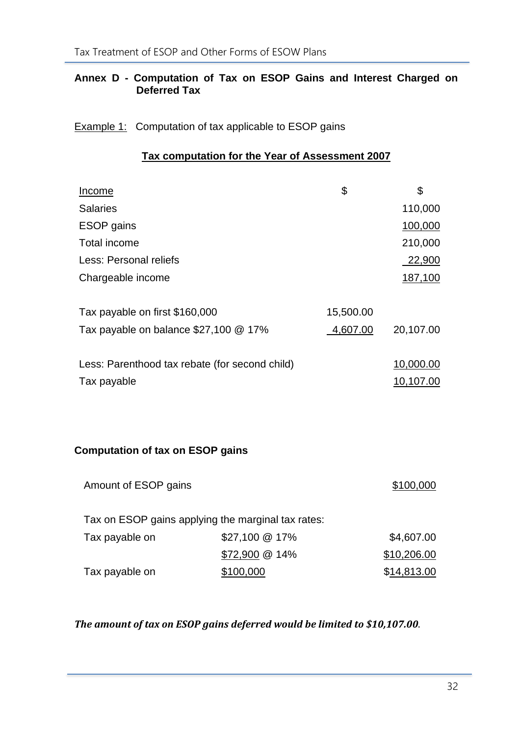## Annex D - Computation of Tax on ESOP Gains and Interest Charged on Deferred Tax

Example 1: Computation of tax applicable to ESOP gains

**Tax computation for the Year of Assessment 2007**

| Income | $ | $ |
|---|---|---|
| Salaries | | 110,000 |
| ESOP gains | | 100,000 |
| Total income | | 210,000 |
| Less: Personal reliefs | | 22,900 |
| Chargeable income | | 187,100 |
| | | |
| Tax payable on first $160,000 | 15,500.00 | |
| Tax payable on balance $27,100 @ 17% | 4,607.00 | 20,107.00 |
| | | |
| Less: Parenthood tax rebate (for second child) | | 10,000.00 |
| Tax payable | | 10,107.00 |

**Computation of tax on ESOP gains**

| | | |
|---|---|---|
| Amount of ESOP gains | | $100,000 |
| | | |
| Tax on ESOP gains applying the marginal tax rates: | | |
| Tax payable on | $27,100 @ 17% | $4,607.00 |
| | $72,900 @ 14% | $10,206.00 |
| Tax payable on | $100,000 | $14,813.00 |

***The amount of tax on ESOP gains deferred would be limited to $10,107.00.***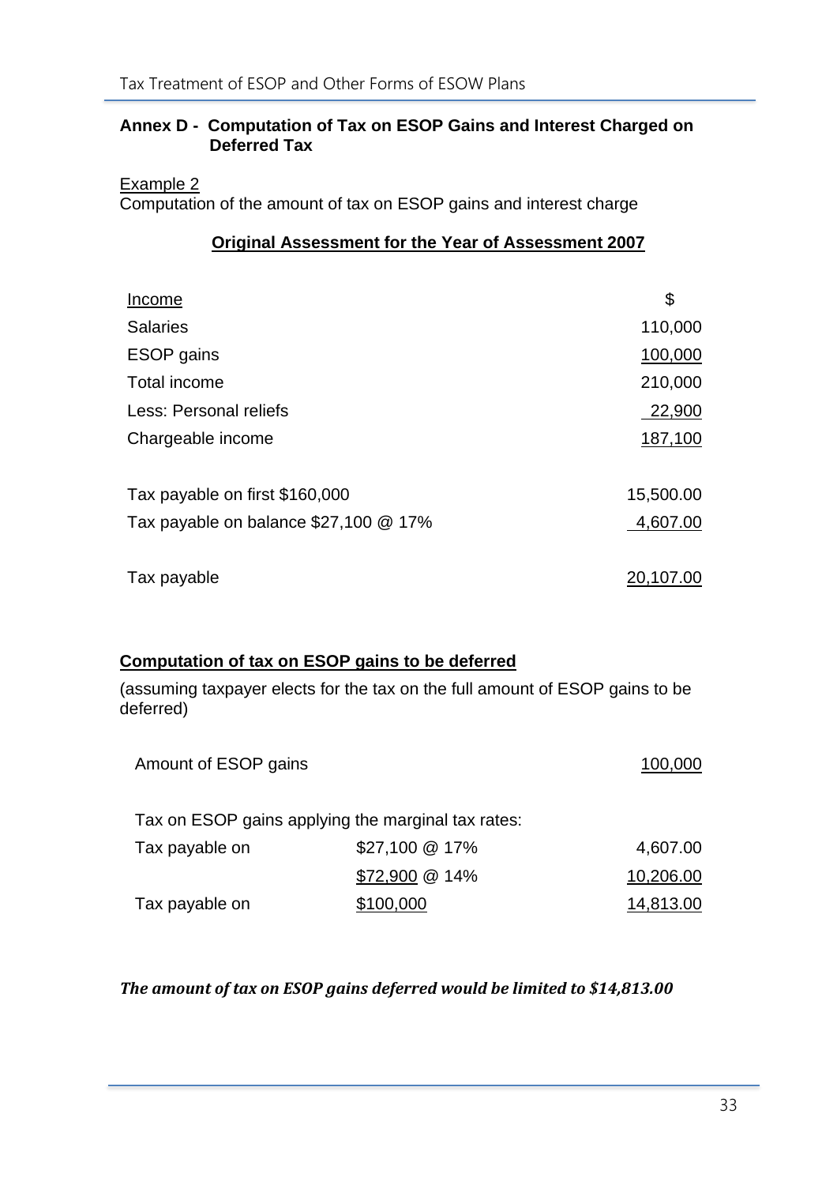## Annex D - Computation of Tax on ESOP Gains and Interest Charged on Deferred Tax

Example 2

Computation of the amount of tax on ESOP gains and interest charge

**Original Assessment for the Year of Assessment 2007**

| Income | $ |
|---|---|
| Salaries | 110,000 |
| ESOP gains | 100,000 |
| Total income | 210,000 |
| Less: Personal reliefs | 22,900 |
| Chargeable income | 187,100 |
| | |
| Tax payable on first $160,000 | 15,500.00 |
| Tax payable on balance $27,100 @ 17% | 4,607.00 |
| | |
| Tax payable | 20,107.00 |

**Computation of tax on ESOP gains to be deferred**

(assuming taxpayer elects for the tax on the full amount of ESOP gains to be deferred)

| | | |
|---|---|---|
| Amount of ESOP gains | | 100,000 |
| | | |
| Tax on ESOP gains applying the marginal tax rates: | | |
| Tax payable on | $27,100 @ 17% | 4,607.00 |
| | $72,900 @ 14% | 10,206.00 |
| Tax payable on | $100,000 | 14,813.00 |

***The amount of tax on ESOP gains deferred would be limited to $14,813.00***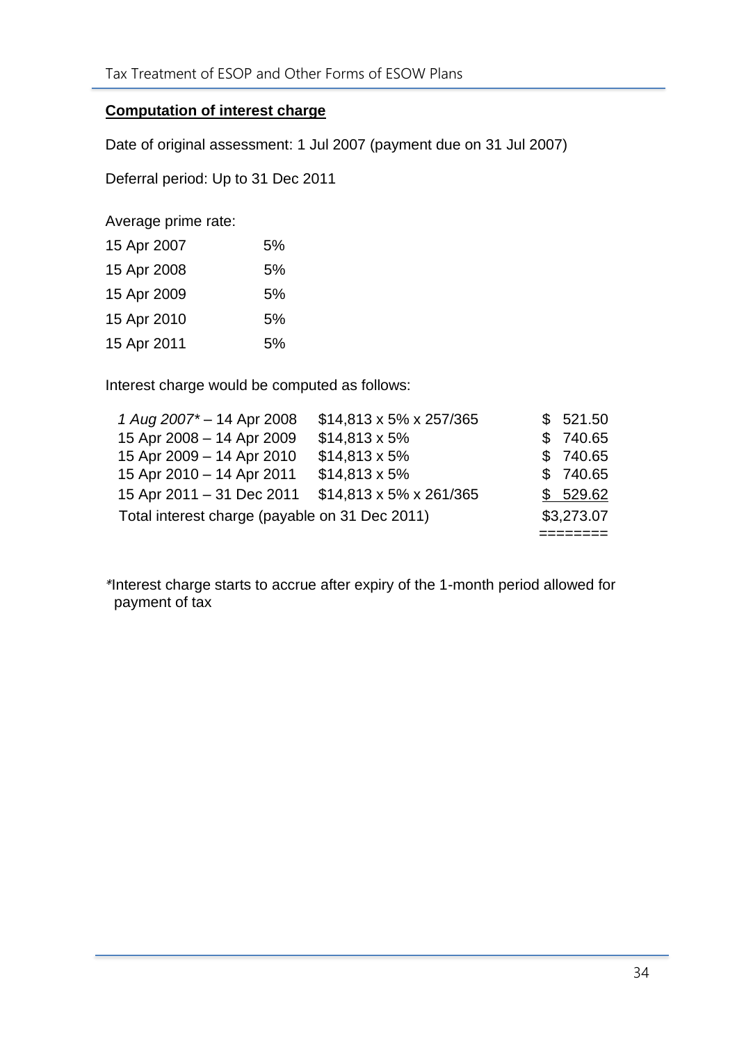**Computation of interest charge**

Date of original assessment: 1 Jul 2007 (payment due on 31 Jul 2007)

Deferral period: Up to 31 Dec 2011

Average prime rate:

| | |
|---|---|
| 15 Apr 2007 | 5% |
| 15 Apr 2008 | 5% |
| 15 Apr 2009 | 5% |
| 15 Apr 2010 | 5% |
| 15 Apr 2011 | 5% |

Interest charge would be computed as follows:

| | | |
|---|---|---|
| *1 Aug 2007\** – 14 Apr 2008 | \$14,813 x 5% x 257/365 | \$ 521.50 |
| 15 Apr 2008 – 14 Apr 2009 | \$14,813 x 5% | \$ 740.65 |
| 15 Apr 2009 – 14 Apr 2010 | \$14,813 x 5% | \$ 740.65 |
| 15 Apr 2010 – 14 Apr 2011 | \$14,813 x 5% | \$ 740.65 |
| 15 Apr 2011 – 31 Dec 2011 | \$14,813 x 5% x 261/365 | \$ 529.62 |
| Total interest charge (payable on 31 Dec 2011) | | \$3,273.07 |

\*Interest charge starts to accrue after expiry of the 1-month period allowed for payment of tax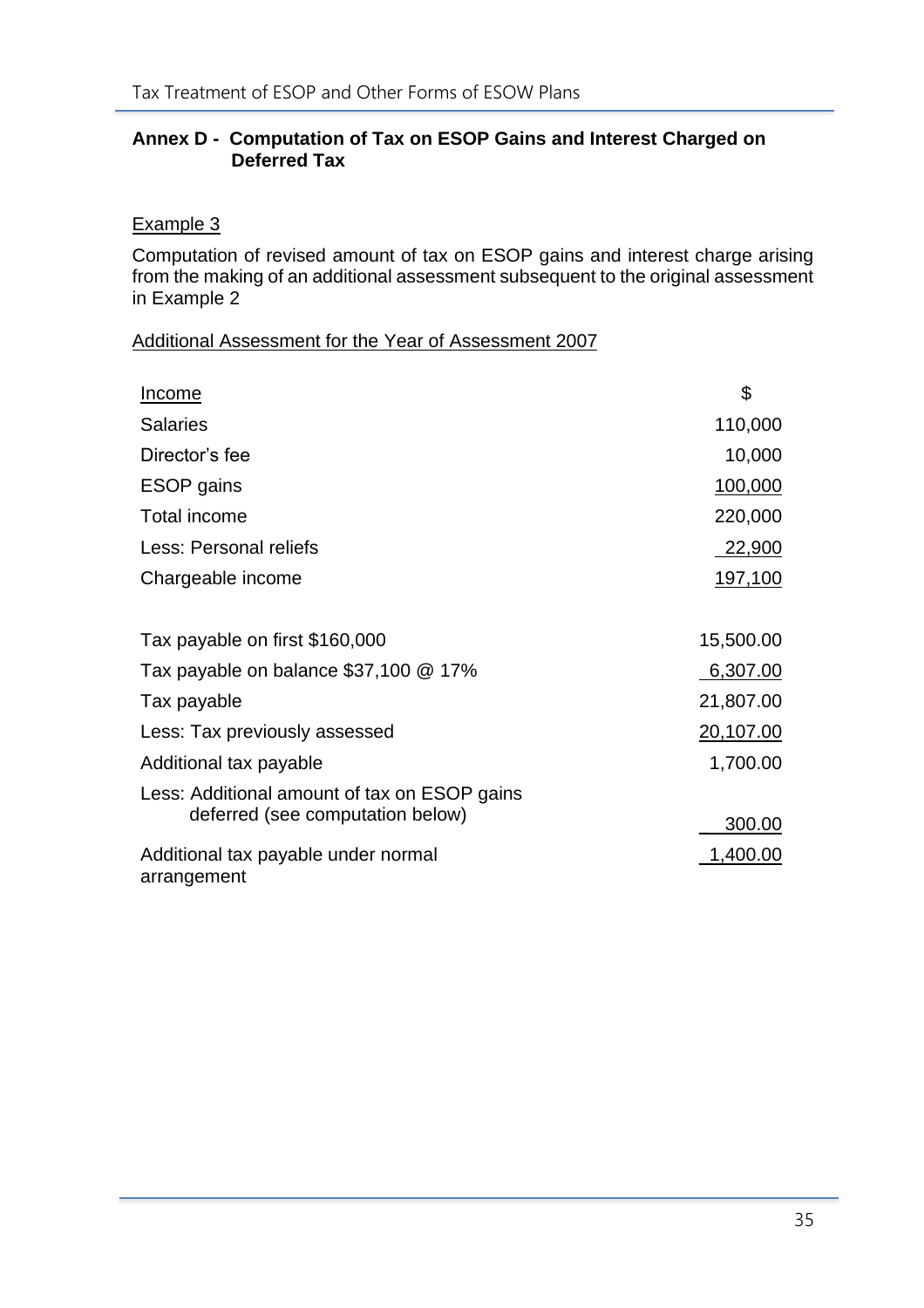## Annex D - Computation of Tax on ESOP Gains and Interest Charged on Deferred Tax

Example 3

Computation of revised amount of tax on ESOP gains and interest charge arising from the making of an additional assessment subsequent to the original assessment in Example 2

Additional Assessment for the Year of Assessment 2007

| Income | $ |
|---|---|
| Salaries | 110,000 |
| Director's fee | 10,000 |
| ESOP gains | 100,000 |
| Total income | 220,000 |
| Less: Personal reliefs | 22,900 |
| Chargeable income | 197,100 |
| | |
| Tax payable on first $160,000 | 15,500.00 |
| Tax payable on balance $37,100 @ 17% | 6,307.00 |
| Tax payable | 21,807.00 |
| Less: Tax previously assessed | 20,107.00 |
| Additional tax payable | 1,700.00 |
| Less: Additional amount of tax on ESOP gains deferred (see computation below) | 300.00 |
| Additional tax payable under normal arrangement | 1,400.00 |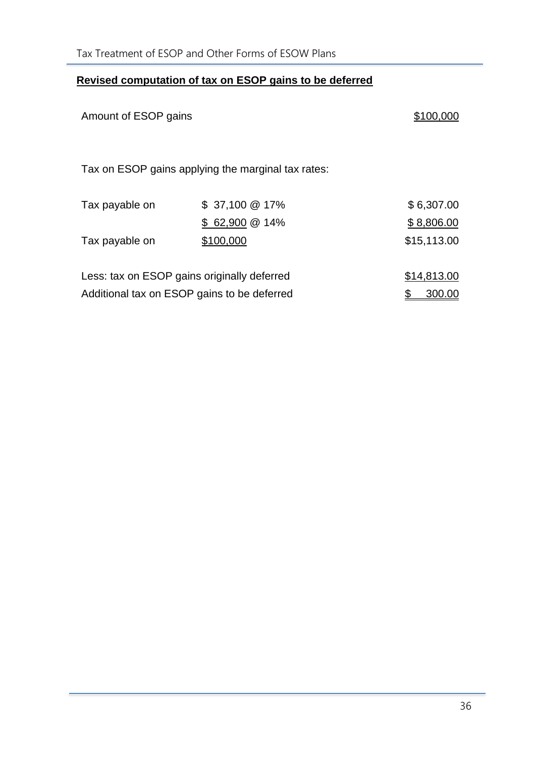**Revised computation of tax on ESOP gains to be deferred**

| | | |
|---|---|---|
| Amount of ESOP gains | | $100,000 |
| | | |
| Tax on ESOP gains applying the marginal tax rates: | | |
| | | |
| Tax payable on | $ 37,100 @ 17% | $ 6,307.00 |
| | $ 62,900 @ 14% | $ 8,806.00 |
| Tax payable on | $100,000 | $15,113.00 |
| | | |
| Less: tax on ESOP gains originally deferred | | $14,813.00 |
| Additional tax on ESOP gains to be deferred | | $ 300.00 |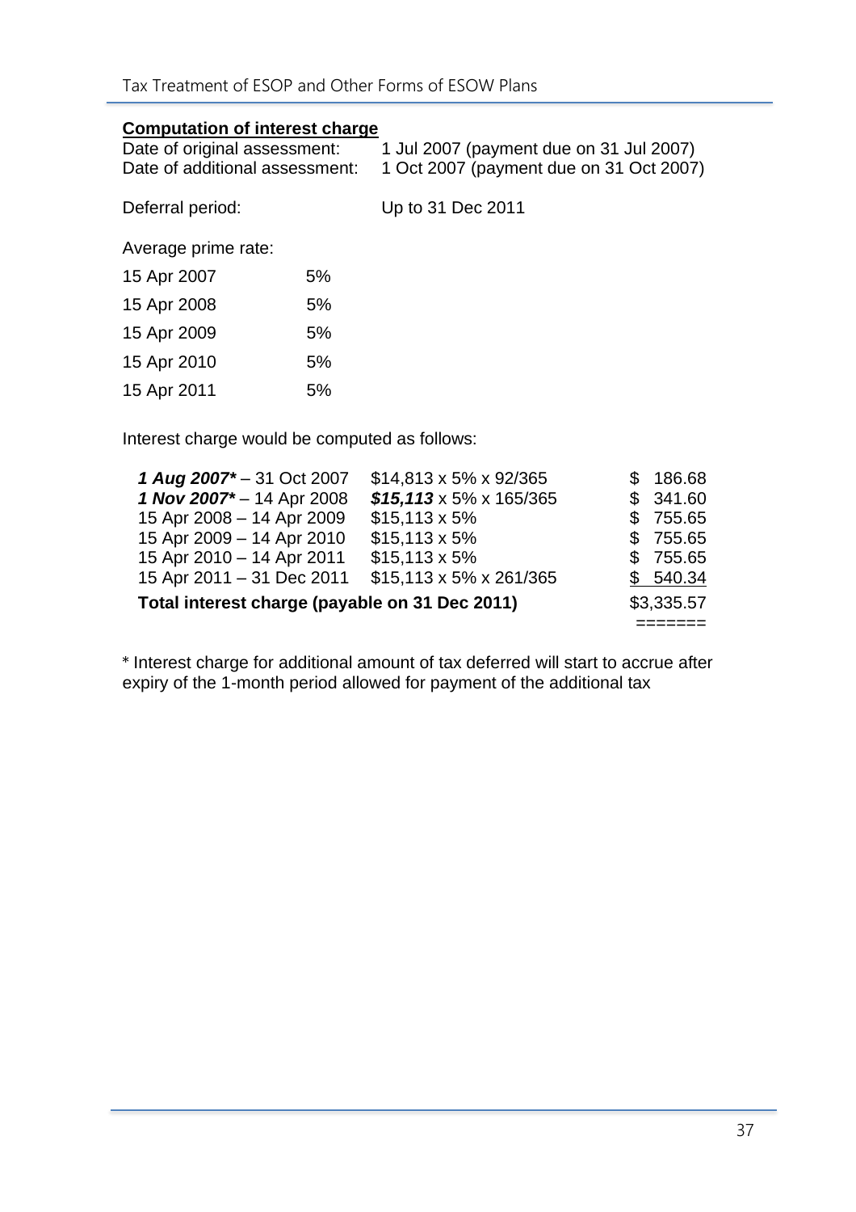**<u>Computation of interest charge</u>**

| | |
|---|---|
| Date of original assessment: | 1 Jul 2007 (payment due on 31 Jul 2007) |
| Date of additional assessment: | 1 Oct 2007 (payment due on 31 Oct 2007) |
| Deferral period: | Up to 31 Dec 2011 |

Average prime rate:

| | |
|---|---|
| 15 Apr 2007 | 5% |
| 15 Apr 2008 | 5% |
| 15 Apr 2009 | 5% |
| 15 Apr 2010 | 5% |
| 15 Apr 2011 | 5% |

Interest charge would be computed as follows:

| | | |
|---|---|---|
| ***1 Aug 2007**** – 31 Oct 2007 | $14,813 x 5% x 92/365 | $ 186.68 |
| ***1 Nov 2007**** – 14 Apr 2008 | ***$15,113*** x 5% x 165/365 | $ 341.60 |
| 15 Apr 2008 – 14 Apr 2009 | $15,113 x 5% | $ 755.65 |
| 15 Apr 2009 – 14 Apr 2010 | $15,113 x 5% | $ 755.65 |
| 15 Apr 2010 – 14 Apr 2011 | $15,113 x 5% | $ 755.65 |
| 15 Apr 2011 – 31 Dec 2011 | $15,113 x 5% x 261/365 | $ 540.34 |
| **Total interest charge (payable on 31 Dec 2011)** | | $3,335.57 |

\* Interest charge for additional amount of tax deferred will start to accrue after expiry of the 1-month period allowed for payment of the additional tax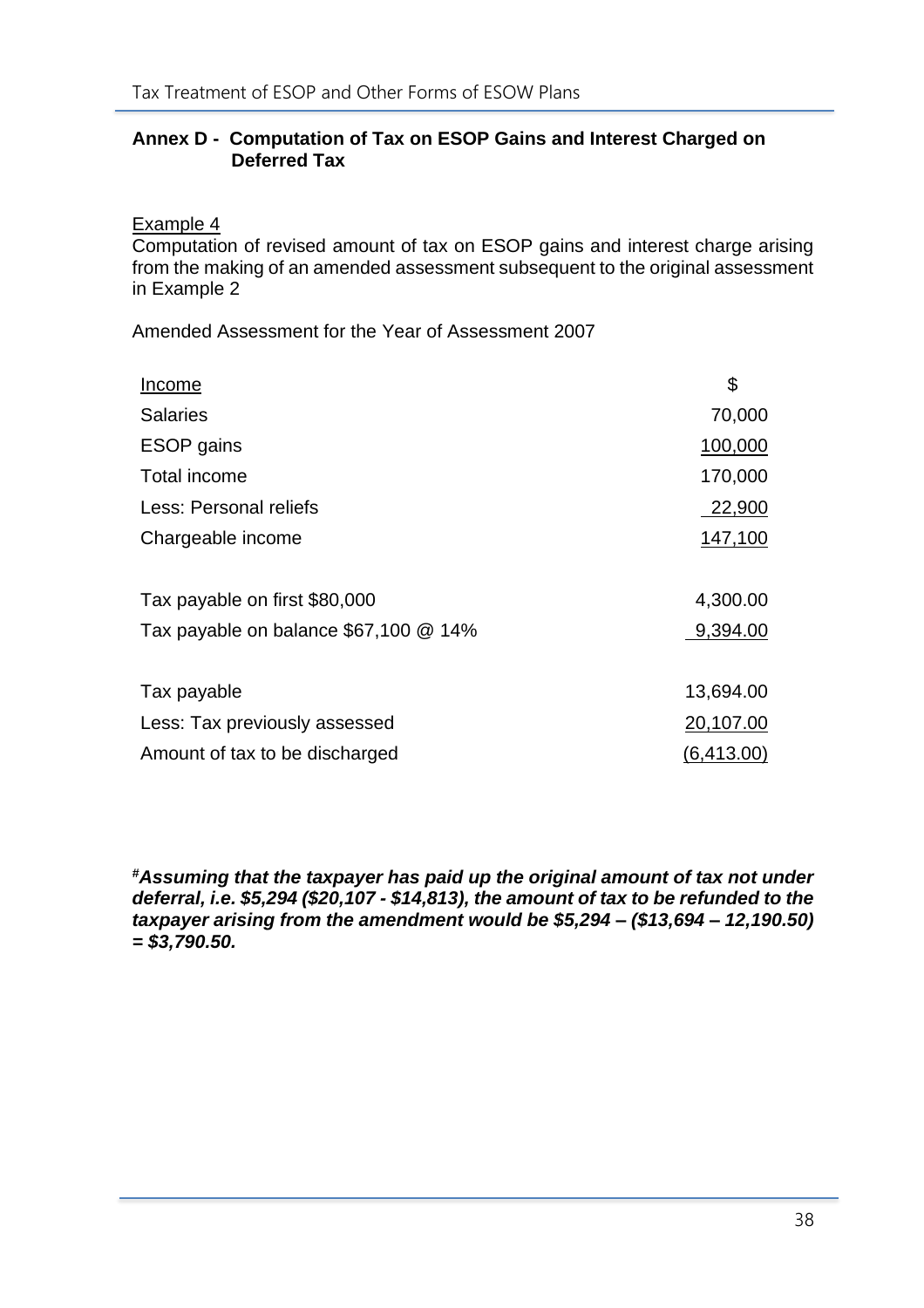**Annex D - Computation of Tax on ESOP Gains and Interest Charged on Deferred Tax**

Example 4

Computation of revised amount of tax on ESOP gains and interest charge arising from the making of an amended assessment subsequent to the original assessment in Example 2

Amended Assessment for the Year of Assessment 2007

| Income | $ |
|---|---|
| Salaries | 70,000 |
| ESOP gains | 100,000 |
| Total income | 170,000 |
| Less: Personal reliefs | 22,900 |
| Chargeable income | 147,100 |
| | |
| Tax payable on first $80,000 | 4,300.00 |
| Tax payable on balance $67,100 @ 14% | 9,394.00 |
| | |
| Tax payable | 13,694.00 |
| Less: Tax previously assessed | 20,107.00 |
| Amount of tax to be discharged | (6,413.00) |

***#Assuming that the taxpayer has paid up the original amount of tax not under deferral, i.e. $5,294 ($20,107 - $14,813), the amount of tax to be refunded to the taxpayer arising from the amendment would be $5,294 – ($13,694 – 12,190.50) = $3,790.50.***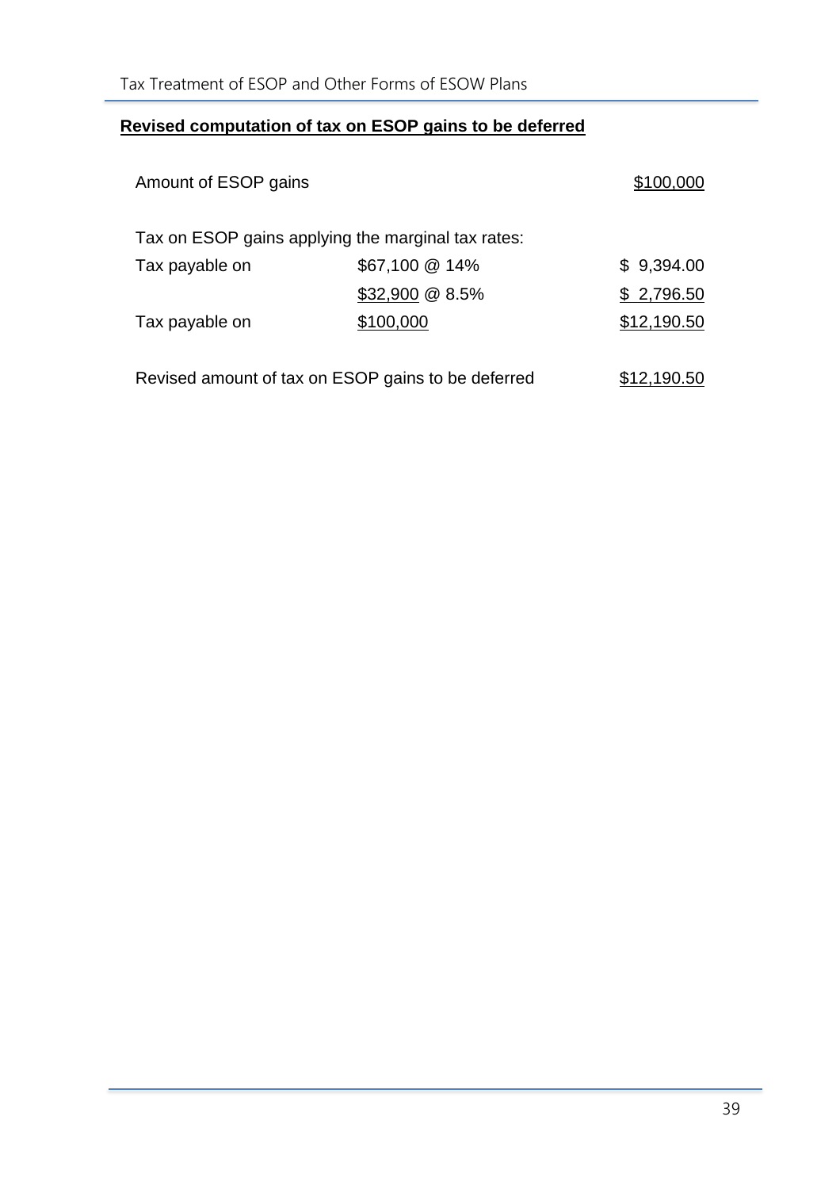**Revised computation of tax on ESOP gains to be deferred**

| | | |
|---|---|---|
| Amount of ESOP gains | | $100,000 |
| | | |
| Tax on ESOP gains applying the marginal tax rates: | | |
| Tax payable on | $67,100 @ 14% | $ 9,394.00 |
| | $32,900 @ 8.5% | $ 2,796.50 |
| Tax payable on | $100,000 | $12,190.50 |
| | | |
| Revised amount of tax on ESOP gains to be deferred | | $12,190.50 |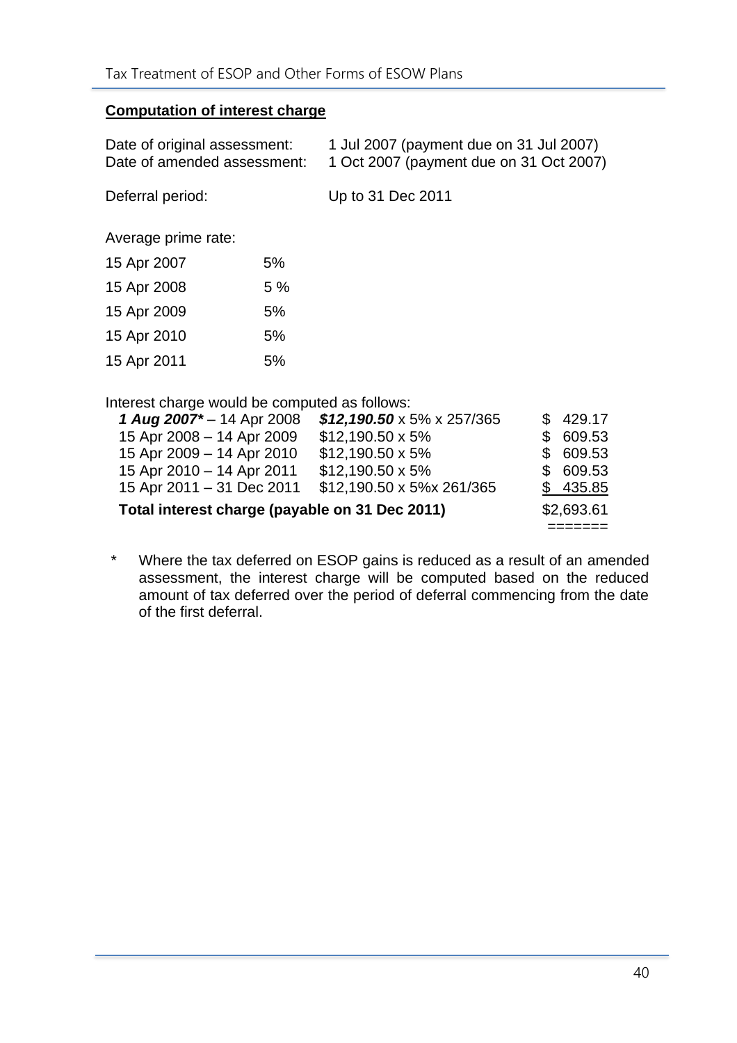**Computation of interest charge**

| | |
|---|---|
| Date of original assessment: | 1 Jul 2007 (payment due on 31 Jul 2007) |
| Date of amended assessment: | 1 Oct 2007 (payment due on 31 Oct 2007) |
| Deferral period: | Up to 31 Dec 2011 |

Average prime rate:

| | |
|---|---|
| 15 Apr 2007 | 5% |
| 15 Apr 2008 | 5 % |
| 15 Apr 2009 | 5% |
| 15 Apr 2010 | 5% |
| 15 Apr 2011 | 5% |

Interest charge would be computed as follows:

| | | |
|---|---|---|
| ***1 Aug 2007**** – 14 Apr 2008 | ***$12,190.50*** x 5% x 257/365 | $ 429.17 |
| 15 Apr 2008 – 14 Apr 2009 | $12,190.50 x 5% | $ 609.53 |
| 15 Apr 2009 – 14 Apr 2010 | $12,190.50 x 5% | $ 609.53 |
| 15 Apr 2010 – 14 Apr 2011 | $12,190.50 x 5% | $ 609.53 |
| 15 Apr 2011 – 31 Dec 2011 | $12,190.50 x 5%x 261/365 | $ 435.85 |
| **Total interest charge (payable on 31 Dec 2011)** | | $2,693.61 |

\* Where the tax deferred on ESOP gains is reduced as a result of an amended assessment, the interest charge will be computed based on the reduced amount of tax deferred over the period of deferral commencing from the date of the first deferral.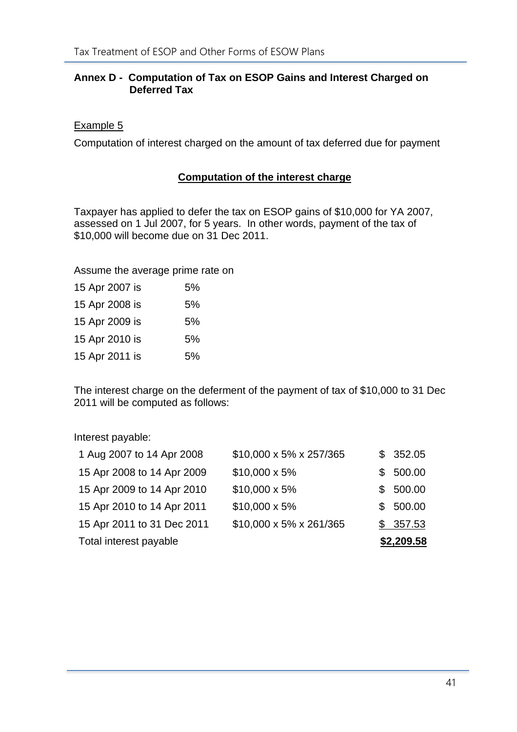## Annex D - Computation of Tax on ESOP Gains and Interest Charged on Deferred Tax

Example 5

Computation of interest charged on the amount of tax deferred due for payment

**Computation of the interest charge**

Taxpayer has applied to defer the tax on ESOP gains of $10,000 for YA 2007, assessed on 1 Jul 2007, for 5 years. In other words, payment of the tax of $10,000 will become due on 31 Dec 2011.

Assume the average prime rate on

| | |
|---|---|
| 15 Apr 2007 is | 5% |
| 15 Apr 2008 is | 5% |
| 15 Apr 2009 is | 5% |
| 15 Apr 2010 is | 5% |
| 15 Apr 2011 is | 5% |

The interest charge on the deferment of the payment of tax of $10,000 to 31 Dec 2011 will be computed as follows:

Interest payable:

| | | |
|---|---|---|
| 1 Aug 2007 to 14 Apr 2008 | $10,000 x 5% x 257/365 | $ 352.05 |
| 15 Apr 2008 to 14 Apr 2009 | $10,000 x 5% | $ 500.00 |
| 15 Apr 2009 to 14 Apr 2010 | $10,000 x 5% | $ 500.00 |
| 15 Apr 2010 to 14 Apr 2011 | $10,000 x 5% | $ 500.00 |
| 15 Apr 2011 to 31 Dec 2011 | $10,000 x 5% x 261/365 | $ 357.53 |
| Total interest payable | | **$2,209.58** |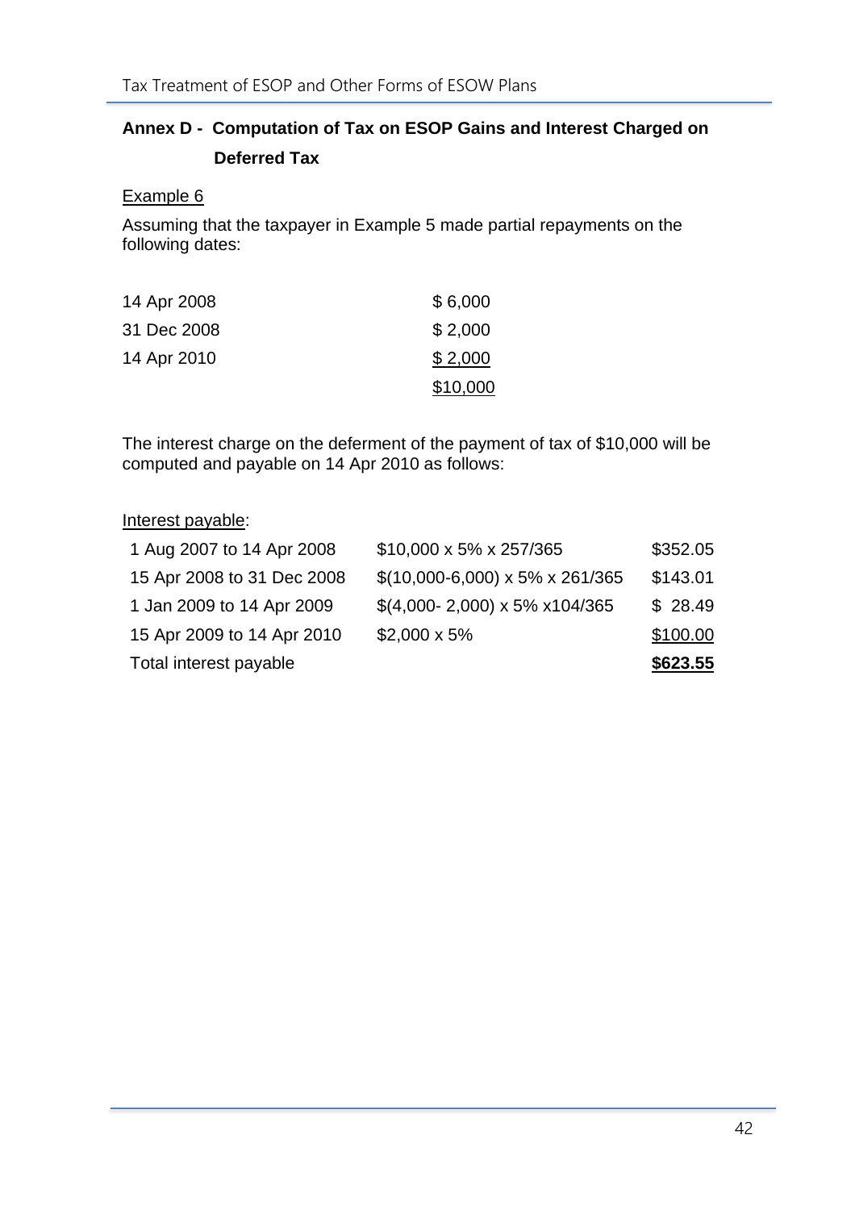## Annex D - Computation of Tax on ESOP Gains and Interest Charged on Deferred Tax

Example 6

Assuming that the taxpayer in Example 5 made partial repayments on the following dates:

| | |
|---|---|
| 14 Apr 2008 | $ 6,000 |
| 31 Dec 2008 | $ 2,000 |
| 14 Apr 2010 | $ 2,000 |
| | $10,000 |

The interest charge on the deferment of the payment of tax of $10,000 will be computed and payable on 14 Apr 2010 as follows:

Interest payable:

| | | |
|---|---|---|
| 1 Aug 2007 to 14 Apr 2008 | $10,000 x 5% x 257/365 | $352.05 |
| 15 Apr 2008 to 31 Dec 2008 | $(10,000-6,000) x 5% x 261/365 | $143.01 |
| 1 Jan 2009 to 14 Apr 2009 | $(4,000- 2,000) x 5% x104/365 | $ 28.49 |
| 15 Apr 2009 to 14 Apr 2010 | $2,000 x 5% | $100.00 |
| Total interest payable | | **$623.55** |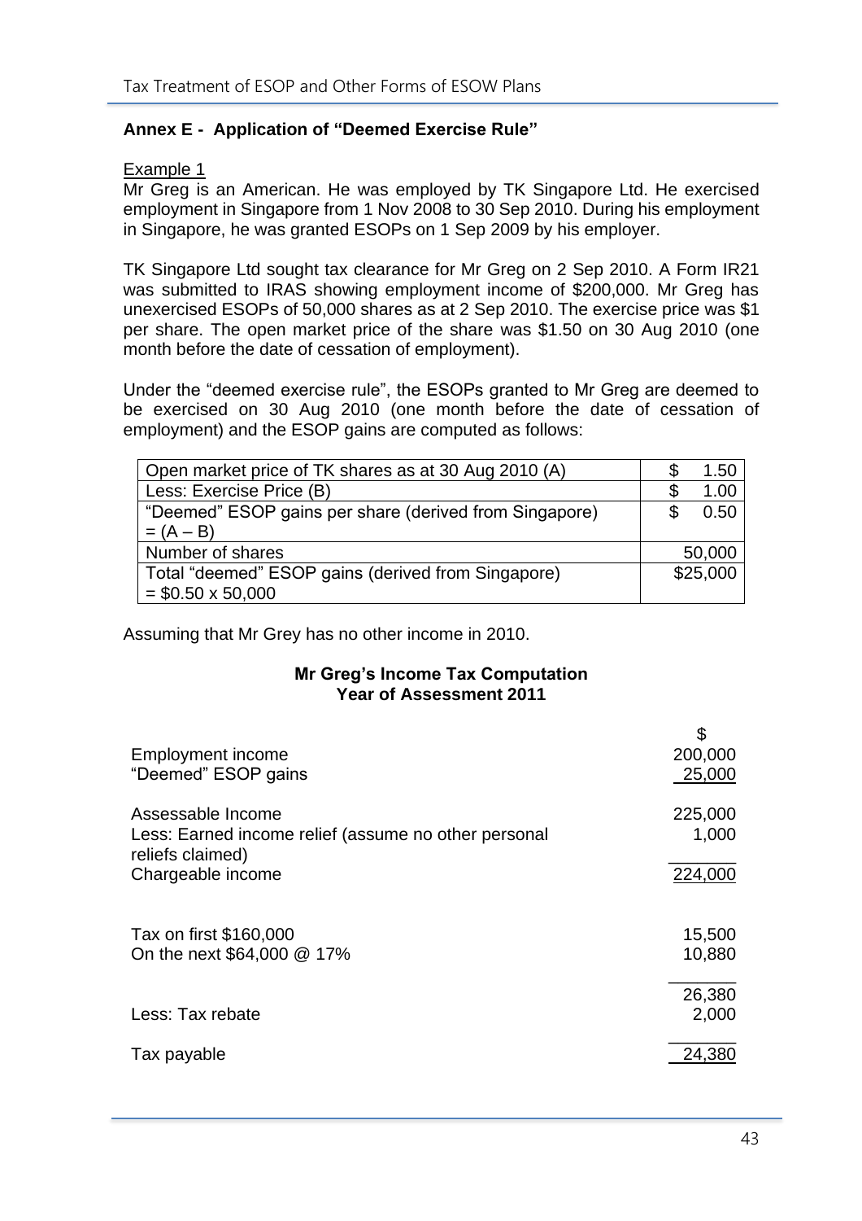## Annex E - Application of "Deemed Exercise Rule"

Example 1

Mr Greg is an American. He was employed by TK Singapore Ltd. He exercised employment in Singapore from 1 Nov 2008 to 30 Sep 2010. During his employment in Singapore, he was granted ESOPs on 1 Sep 2009 by his employer.

TK Singapore Ltd sought tax clearance for Mr Greg on 2 Sep 2010. A Form IR21 was submitted to IRAS showing employment income of $200,000. Mr Greg has unexercised ESOPs of 50,000 shares as at 2 Sep 2010. The exercise price was $1 per share. The open market price of the share was $1.50 on 30 Aug 2010 (one month before the date of cessation of employment).

Under the "deemed exercise rule", the ESOPs granted to Mr Greg are deemed to be exercised on 30 Aug 2010 (one month before the date of cessation of employment) and the ESOP gains are computed as follows:

| | |
|---|---|
| Open market price of TK shares as at 30 Aug 2010 (A) | $ 1.50 |
| Less: Exercise Price (B) | $ 1.00 |
| "Deemed" ESOP gains per share (derived from Singapore) = (A – B) | $ 0.50 |
| Number of shares | 50,000 |
| Total "deemed" ESOP gains (derived from Singapore) = $0.50 x 50,000 | $25,000 |

Assuming that Mr Grey has no other income in 2010.

**Mr Greg's Income Tax Computation**
**Year of Assessment 2011**

| | $ |
|---|---|
| Employment income | 200,000 |
| "Deemed" ESOP gains | 25,000 |
| Assessable Income | 225,000 |
| Less: Earned income relief (assume no other personal reliefs claimed) | 1,000 |
| Chargeable income | 224,000 |
| | |
| Tax on first $160,000 | 15,500 |
| On the next $64,000 @ 17% | 10,880 |
| | 26,380 |
| Less: Tax rebate | 2,000 |
| Tax payable | 24,380 |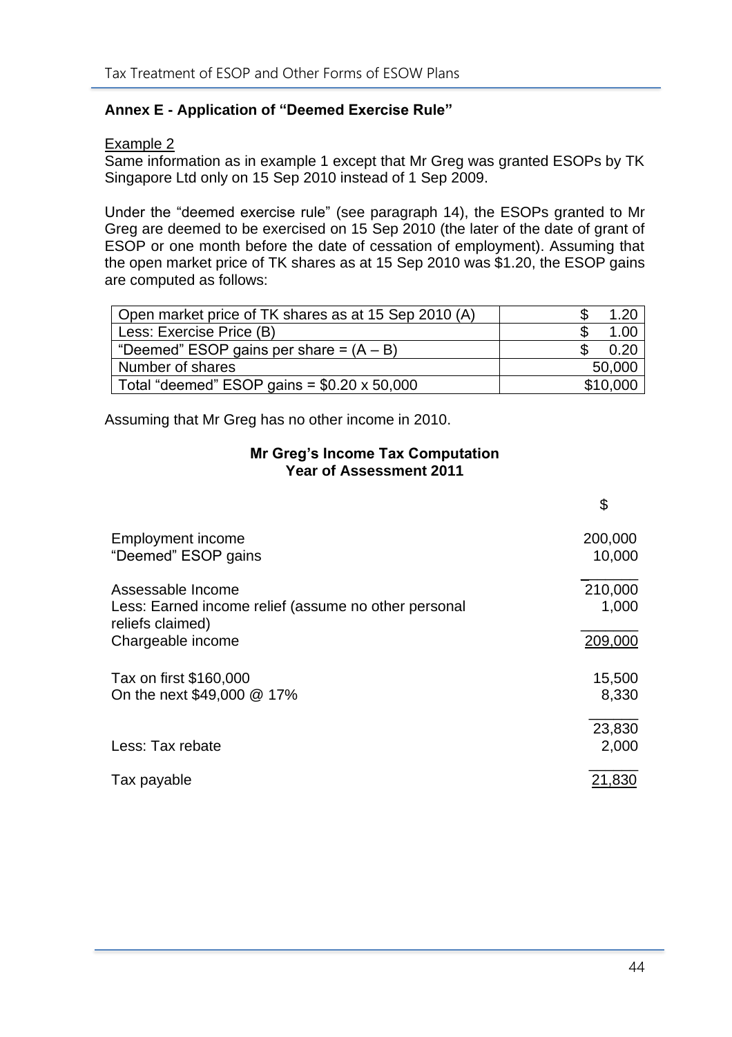## Annex E - Application of "Deemed Exercise Rule"

<u>Example 2</u>

Same information as in example 1 except that Mr Greg was granted ESOPs by TK Singapore Ltd only on 15 Sep 2010 instead of 1 Sep 2009.

Under the "deemed exercise rule" (see paragraph 14), the ESOPs granted to Mr Greg are deemed to be exercised on 15 Sep 2010 (the later of the date of grant of ESOP or one month before the date of cessation of employment). Assuming that the open market price of TK shares as at 15 Sep 2010 was $1.20, the ESOP gains are computed as follows:

| | |
|---|---|
| Open market price of TK shares as at 15 Sep 2010 (A) | $ 1.20 |
| Less: Exercise Price (B) | $ 1.00 |
| "Deemed" ESOP gains per share = (A – B) | $ 0.20 |
| Number of shares | 50,000 |
| Total "deemed" ESOP gains = $0.20 x 50,000 | $10,000 |

Assuming that Mr Greg has no other income in 2010.

**Mr Greg's Income Tax Computation**
**Year of Assessment 2011**

| | $ |
|---|---|
| Employment income | 200,000 |
| "Deemed" ESOP gains | 10,000 |
| Assessable Income | 210,000 |
| Less: Earned income relief (assume no other personal reliefs claimed) | 1,000 |
| Chargeable income | 209,000 |
| Tax on first $160,000 | 15,500 |
| On the next $49,000 @ 17% | 8,330 |
| | 23,830 |
| Less: Tax rebate | 2,000 |
| Tax payable | 21,830 |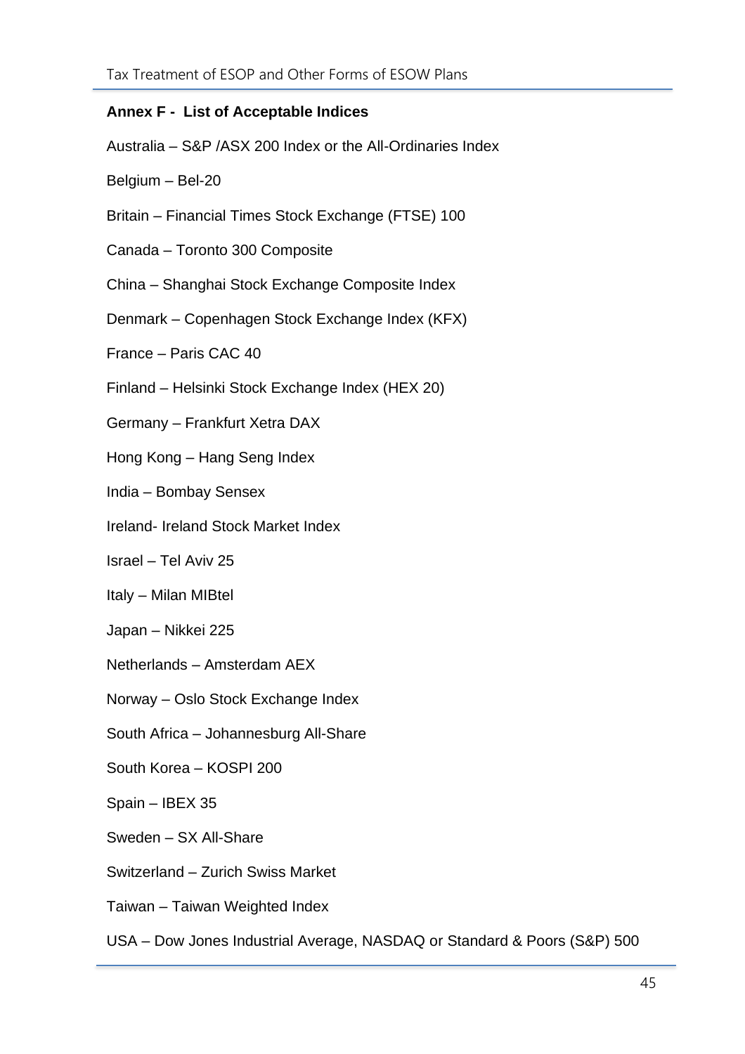## Annex F - List of Acceptable Indices

Australia – S&P /ASX 200 Index or the All-Ordinaries Index

Belgium – Bel-20

Britain – Financial Times Stock Exchange (FTSE) 100

Canada – Toronto 300 Composite

China – Shanghai Stock Exchange Composite Index

Denmark – Copenhagen Stock Exchange Index (KFX)

France – Paris CAC 40

Finland – Helsinki Stock Exchange Index (HEX 20)

Germany – Frankfurt Xetra DAX

Hong Kong – Hang Seng Index

India – Bombay Sensex

Ireland- Ireland Stock Market Index

Israel – Tel Aviv 25

Italy – Milan MIBtel

Japan – Nikkei 225

Netherlands – Amsterdam AEX

Norway – Oslo Stock Exchange Index

South Africa – Johannesburg All-Share

South Korea – KOSPI 200

Spain – IBEX 35

Sweden – SX All-Share

Switzerland – Zurich Swiss Market

Taiwan – Taiwan Weighted Index

USA – Dow Jones Industrial Average, NASDAQ or Standard & Poors (S&P) 500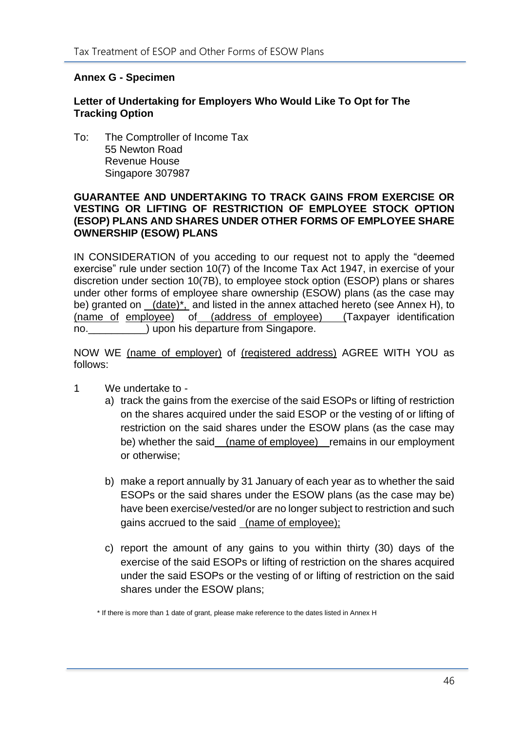**Annex G - Specimen**

**Letter of Undertaking for Employers Who Would Like To Opt for The Tracking Option**

To: The Comptroller of Income Tax
55 Newton Road
Revenue House
Singapore 307987

**GUARANTEE AND UNDERTAKING TO TRACK GAINS FROM EXERCISE OR VESTING OR LIFTING OF RESTRICTION OF EMPLOYEE STOCK OPTION (ESOP) PLANS AND SHARES UNDER OTHER FORMS OF EMPLOYEE SHARE OWNERSHIP (ESOW) PLANS**

IN CONSIDERATION of you acceding to our request not to apply the "deemed exercise" rule under section 10(7) of the Income Tax Act 1947, in exercise of your discretion under section 10(7B), to employee stock option (ESOP) plans or shares under other forms of employee share ownership (ESOW) plans (as the case may be) granted on (date)*, and listed in the annex attached hereto (see Annex H), to (name of employee) of (address of employee) (Taxpayer identification no.__________) upon his departure from Singapore.

NOW WE (name of employer) of (registered address) AGREE WITH YOU as follows:

1 We undertake to -

a) track the gains from the exercise of the said ESOPs or lifting of restriction on the shares acquired under the said ESOP or the vesting of or lifting of restriction on the said shares under the ESOW plans (as the case may be) whether the said (name of employee) remains in our employment or otherwise;

b) make a report annually by 31 January of each year as to whether the said ESOPs or the said shares under the ESOW plans (as the case may be) have been exercise/vested/or are no longer subject to restriction and such gains accrued to the said (name of employee);

c) report the amount of any gains to you within thirty (30) days of the exercise of the said ESOPs or lifting of restriction on the shares acquired under the said ESOPs or the vesting of or lifting of restriction on the said shares under the ESOW plans;

\* If there is more than 1 date of grant, please make reference to the dates listed in Annex H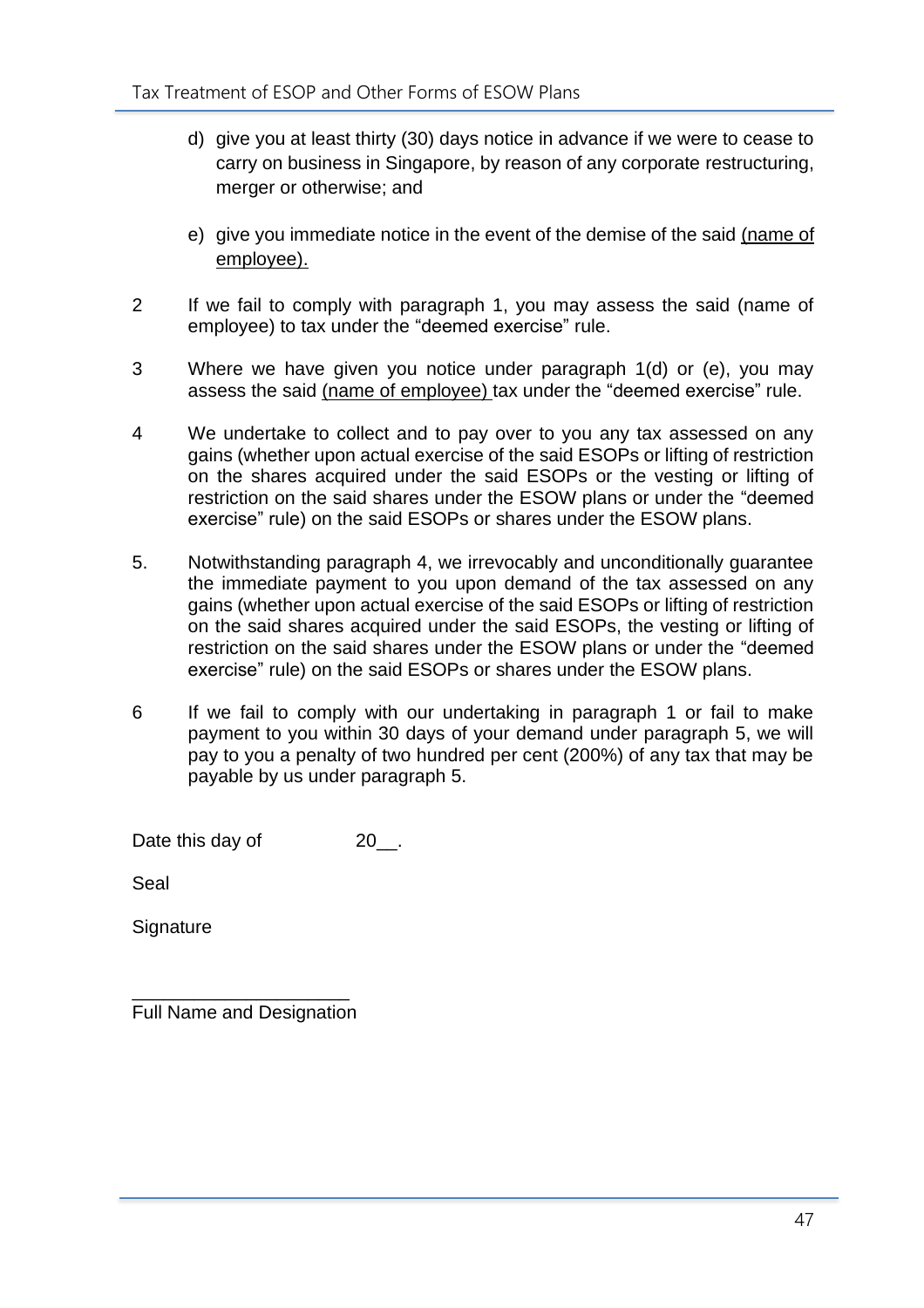d) give you at least thirty (30) days notice in advance if we were to cease to carry on business in Singapore, by reason of any corporate restructuring, merger or otherwise; and

e) give you immediate notice in the event of the demise of the said <u>(name of employee).</u>

2 If we fail to comply with paragraph 1, you may assess the said (name of employee) to tax under the “deemed exercise” rule.

3 Where we have given you notice under paragraph 1(d) or (e), you may assess the said <u>(name of employee)</u> tax under the “deemed exercise” rule.

4 We undertake to collect and to pay over to you any tax assessed on any gains (whether upon actual exercise of the said ESOPs or lifting of restriction on the shares acquired under the said ESOPs or the vesting or lifting of restriction on the said shares under the ESOW plans or under the “deemed exercise” rule) on the said ESOPs or shares under the ESOW plans.

5. Notwithstanding paragraph 4, we irrevocably and unconditionally guarantee the immediate payment to you upon demand of the tax assessed on any gains (whether upon actual exercise of the said ESOPs or lifting of restriction on the said shares acquired under the said ESOPs, the vesting or lifting of restriction on the said shares under the ESOW plans or under the “deemed exercise” rule) on the said ESOPs or shares under the ESOW plans.

6 If we fail to comply with our undertaking in paragraph 1 or fail to make payment to you within 30 days of your demand under paragraph 5, we will pay to you a penalty of two hundred per cent (200%) of any tax that may be payable by us under paragraph 5.

Date this day of 20__.

Seal

Signature

____________________

Full Name and Designation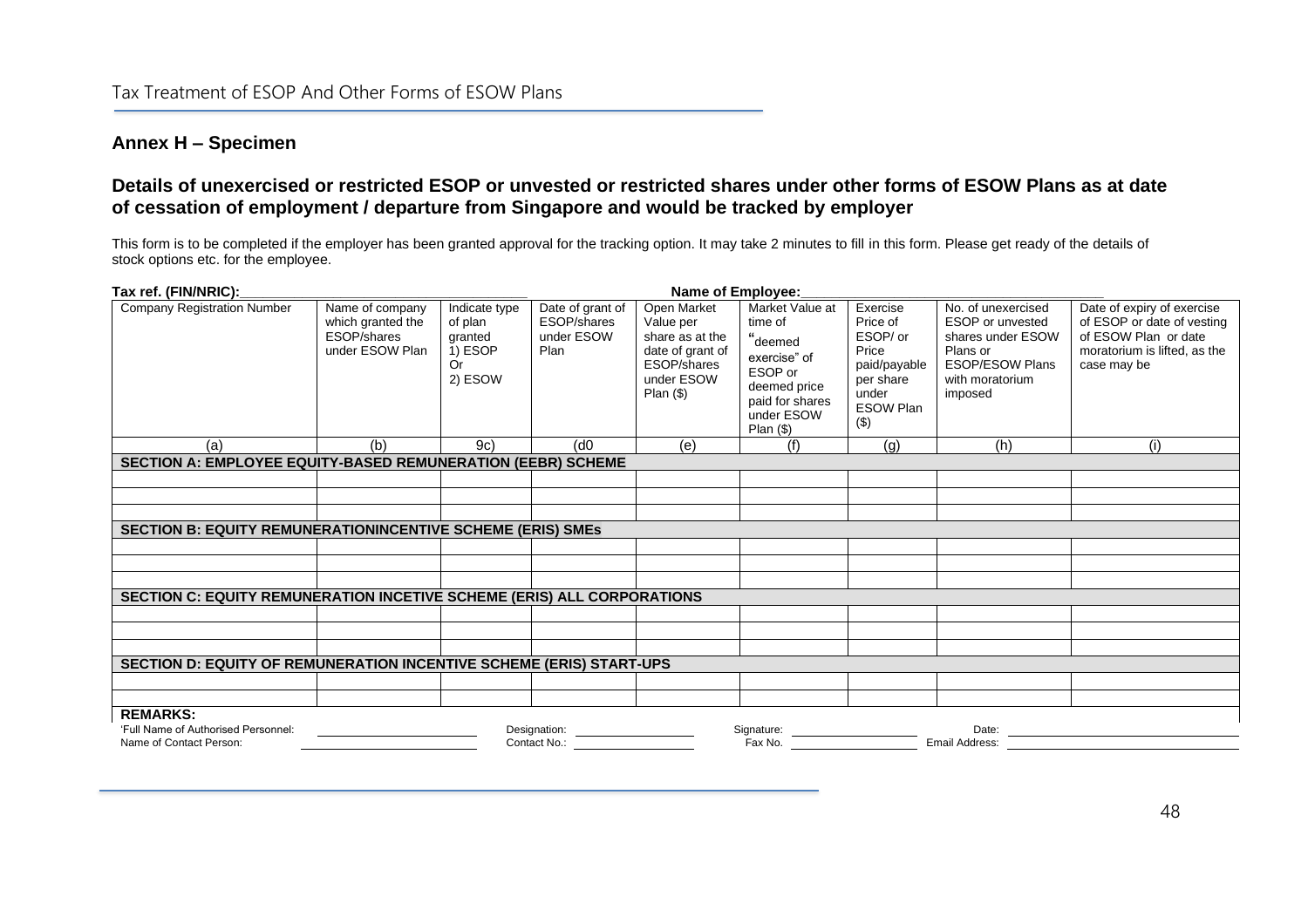## Annex H – Specimen

## Details of unexercised or restricted ESOP or unvested or restricted shares under other forms of ESOW Plans as at date of cessation of employment / departure from Singapore and would be tracked by employer

This form is to be completed if the employer has been granted approval for the tracking option. It may take 2 minutes to fill in this form. Please get ready of the details of stock options etc. for the employee.

**Tax ref. (FIN/NRIC):**\_\_\_\_\_\_\_\_\_\_\_\_\_\_\_\_\_\_\_\_ **Name of Employee:**\_\_\_\_\_\_\_\_\_\_\_\_\_\_\_\_\_\_\_\_

| Company Registration Number | Name of company which granted the ESOP/shares under ESOW Plan | Indicate type of plan granted 1) ESOP Or 2) ESOW | Date of grant of ESOP/shares under ESOW Plan | Open Market Value per share as at the date of grant of ESOP/shares under ESOW Plan ($) | Market Value at time of "deemed exercise" of ESOP or deemed price paid for shares under ESOW Plan ($) | Exercise Price of ESOP/ or Price paid/payable per share under ESOW Plan ($) | No. of unexercised ESOP or unvested shares under ESOW Plans or ESOP/ESOW Plans with moratorium imposed | Date of expiry of exercise of ESOP or date of vesting of ESOW Plan or date moratorium is lifted, as the case may be |
|---|---|---|---|---|---|---|---|---|
| (a) | (b) | 9c) | (d0 | (e) | (f) | (g) | (h) | (i) |
| **SECTION A: EMPLOYEE EQUITY-BASED REMUNERATION (EEBR) SCHEME** | | | | | | | | |
| | | | | | | | | |
| | | | | | | | | |
| | | | | | | | | |
| **SECTION B: EQUITY REMUNERATIONINCENTIVE SCHEME (ERIS) SMEs** | | | | | | | | |
| | | | | | | | | |
| | | | | | | | | |
| | | | | | | | | |
| **SECTION C: EQUITY REMUNERATION INCETIVE SCHEME (ERIS) ALL CORPORATIONS** | | | | | | | | |
| | | | | | | | | |
| | | | | | | | | |
| | | | | | | | | |
| **SECTION D: EQUITY OF REMUNERATION INCENTIVE SCHEME (ERIS) START-UPS** | | | | | | | | |
| | | | | | | | | |
| | | | | | | | | |

**REMARKS:**

'Full Name of Authorised Personnel: \_\_\_\_\_\_\_\_\_\_ Designation: \_\_\_\_\_\_\_\_\_\_ Signature: \_\_\_\_\_\_\_\_\_\_ Date: \_\_\_\_\_\_\_\_\_\_

Name of Contact Person: \_\_\_\_\_\_\_\_\_\_ Contact No.: \_\_\_\_\_\_\_\_\_\_ Fax No. \_\_\_\_\_\_\_\_\_\_ Email Address: \_\_\_\_\_\_\_\_\_\_